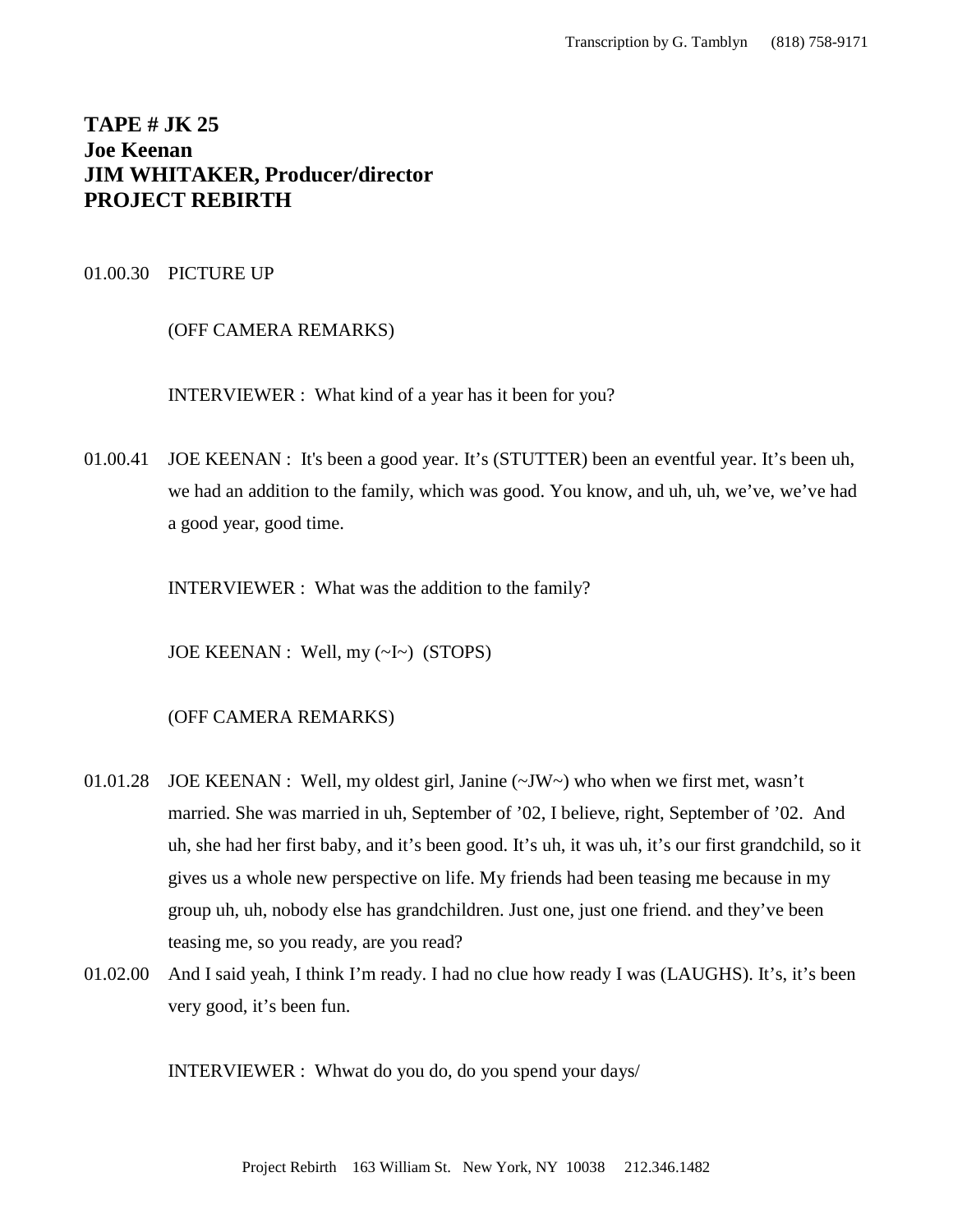**TAPE # JK 25**
**Joe Keenan**
**JIM WHITAKER, Producer/director**
**PROJECT REBIRTH**

01.00.30 PICTURE UP

(OFF CAMERA REMARKS)

INTERVIEWER : What kind of a year has it been for you?

01.00.41 JOE KEENAN : It's been a good year. It's (STUTTER) been an eventful year. It's been uh, we had an addition to the family, which was good. You know, and uh, uh, we've, we've had a good year, good time.

INTERVIEWER : What was the addition to the family?

JOE KEENAN : Well, my (~I~) (STOPS)

(OFF CAMERA REMARKS)

01.01.28 JOE KEENAN : Well, my oldest girl, Janine (~JW~) who when we first met, wasn't married. She was married in uh, September of '02, I believe, right, September of '02. And uh, she had her first baby, and it's been good. It's uh, it was uh, it's our first grandchild, so it gives us a whole new perspective on life. My friends had been teasing me because in my group uh, uh, nobody else has grandchildren. Just one, just one friend. and they've been teasing me, so you ready, are you read?

01.02.00 And I said yeah, I think I'm ready. I had no clue how ready I was (LAUGHS). It's, it's been very good, it's been fun.

INTERVIEWER : Whwat do you do, do you spend your days/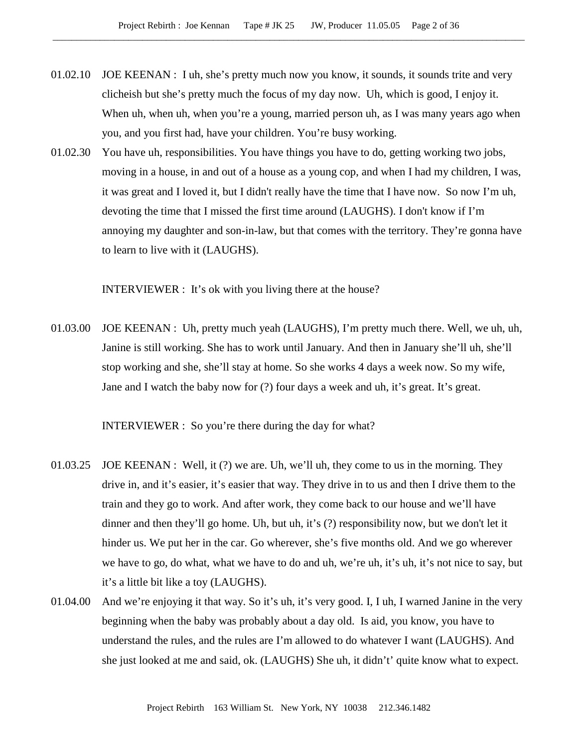01.02.10 JOE KEENAN : I uh, she's pretty much now you know, it sounds, it sounds trite and very clicheish but she's pretty much the focus of my day now. Uh, which is good, I enjoy it. When uh, when uh, when you're a young, married person uh, as I was many years ago when you, and you first had, have your children. You're busy working.

01.02.30 You have uh, responsibilities. You have things you have to do, getting working two jobs, moving in a house, in and out of a house as a young cop, and when I had my children, I was, it was great and I loved it, but I didn't really have the time that I have now. So now I'm uh, devoting the time that I missed the first time around (LAUGHS). I don't know if I'm annoying my daughter and son-in-law, but that comes with the territory. They're gonna have to learn to live with it (LAUGHS).

INTERVIEWER : It's ok with you living there at the house?

01.03.00 JOE KEENAN : Uh, pretty much yeah (LAUGHS), I'm pretty much there. Well, we uh, uh, Janine is still working. She has to work until January. And then in January she'll uh, she'll stop working and she, she'll stay at home. So she works 4 days a week now. So my wife, Jane and I watch the baby now for (?) four days a week and uh, it's great. It's great.

INTERVIEWER : So you're there during the day for what?

01.03.25 JOE KEENAN : Well, it (?) we are. Uh, we'll uh, they come to us in the morning. They drive in, and it's easier, it's easier that way. They drive in to us and then I drive them to the train and they go to work. And after work, they come back to our house and we'll have dinner and then they'll go home. Uh, but uh, it's (?) responsibility now, but we don't let it hinder us. We put her in the car. Go wherever, she's five months old. And we go wherever we have to go, do what, what we have to do and uh, we're uh, it's uh, it's not nice to say, but it's a little bit like a toy (LAUGHS).

01.04.00 And we're enjoying it that way. So it's uh, it's very good. I, I uh, I warned Janine in the very beginning when the baby was probably about a day old. Is aid, you know, you have to understand the rules, and the rules are I'm allowed to do whatever I want (LAUGHS). And she just looked at me and said, ok. (LAUGHS) She uh, it didn't' quite know what to expect.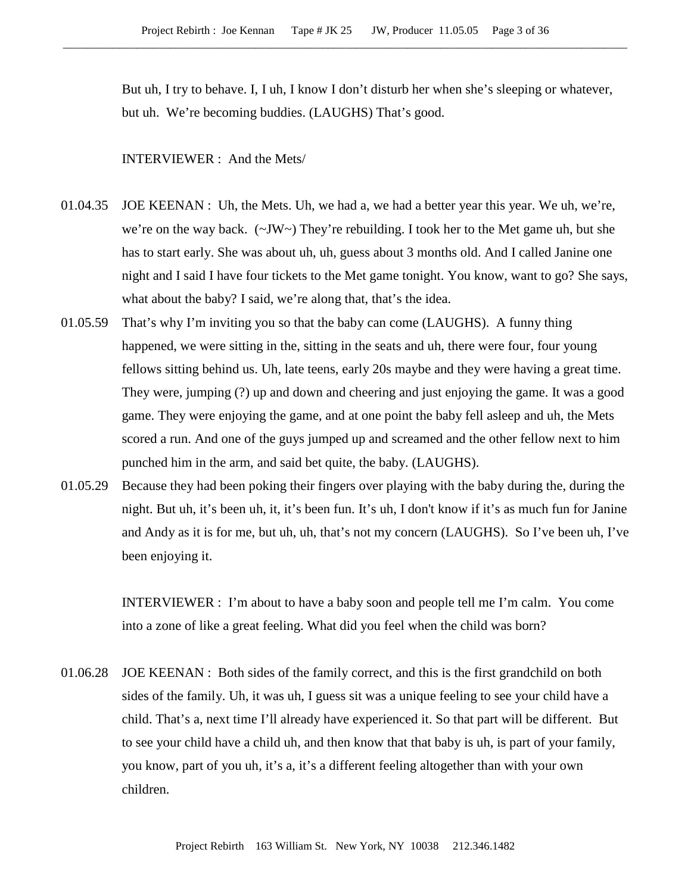But uh, I try to behave. I, I uh, I know I don't disturb her when she's sleeping or whatever, but uh. We're becoming buddies. (LAUGHS) That's good.

INTERVIEWER : And the Mets/

01.04.35 JOE KEENAN : Uh, the Mets. Uh, we had a, we had a better year this year. We uh, we're, we're on the way back. (~JW~) They're rebuilding. I took her to the Met game uh, but she has to start early. She was about uh, uh, guess about 3 months old. And I called Janine one night and I said I have four tickets to the Met game tonight. You know, want to go? She says, what about the baby? I said, we're along that, that's the idea.

01.05.59 That's why I'm inviting you so that the baby can come (LAUGHS). A funny thing happened, we were sitting in the, sitting in the seats and uh, there were four, four young fellows sitting behind us. Uh, late teens, early 20s maybe and they were having a great time. They were, jumping (?) up and down and cheering and just enjoying the game. It was a good game. They were enjoying the game, and at one point the baby fell asleep and uh, the Mets scored a run. And one of the guys jumped up and screamed and the other fellow next to him punched him in the arm, and said bet quite, the baby. (LAUGHS).

01.05.29 Because they had been poking their fingers over playing with the baby during the, during the night. But uh, it's been uh, it, it's been fun. It's uh, I don't know if it's as much fun for Janine and Andy as it is for me, but uh, uh, that's not my concern (LAUGHS). So I've been uh, I've been enjoying it.

INTERVIEWER : I'm about to have a baby soon and people tell me I'm calm. You come into a zone of like a great feeling. What did you feel when the child was born?

01.06.28 JOE KEENAN : Both sides of the family correct, and this is the first grandchild on both sides of the family. Uh, it was uh, I guess sit was a unique feeling to see your child have a child. That's a, next time I'll already have experienced it. So that part will be different. But to see your child have a child uh, and then know that that baby is uh, is part of your family, you know, part of you uh, it's a, it's a different feeling altogether than with your own children.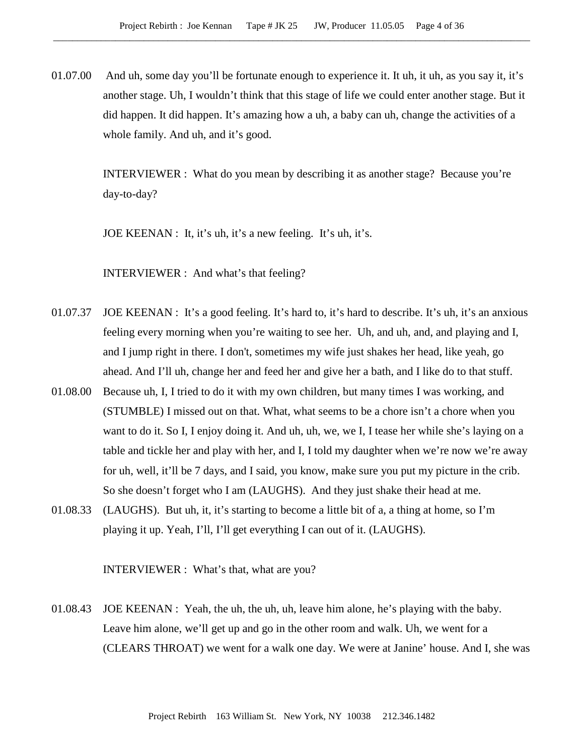01.07.00 And uh, some day you'll be fortunate enough to experience it. It uh, it uh, as you say it, it's another stage. Uh, I wouldn't think that this stage of life we could enter another stage. But it did happen. It did happen. It's amazing how a uh, a baby can uh, change the activities of a whole family. And uh, and it's good.

INTERVIEWER : What do you mean by describing it as another stage? Because you're day-to-day?

JOE KEENAN : It, it's uh, it's a new feeling. It's uh, it's.

INTERVIEWER : And what's that feeling?

01.07.37 JOE KEENAN : It's a good feeling. It's hard to, it's hard to describe. It's uh, it's an anxious feeling every morning when you're waiting to see her. Uh, and uh, and, and playing and I, and I jump right in there. I don't, sometimes my wife just shakes her head, like yeah, go ahead. And I'll uh, change her and feed her and give her a bath, and I like do to that stuff.

01.08.00 Because uh, I, I tried to do it with my own children, but many times I was working, and (STUMBLE) I missed out on that. What, what seems to be a chore isn't a chore when you want to do it. So I, I enjoy doing it. And uh, uh, we, we I, I tease her while she's laying on a table and tickle her and play with her, and I, I told my daughter when we're now we're away for uh, well, it'll be 7 days, and I said, you know, make sure you put my picture in the crib. So she doesn't forget who I am (LAUGHS). And they just shake their head at me.

01.08.33 (LAUGHS). But uh, it, it's starting to become a little bit of a, a thing at home, so I'm playing it up. Yeah, I'll, I'll get everything I can out of it. (LAUGHS).

INTERVIEWER : What's that, what are you?

01.08.43 JOE KEENAN : Yeah, the uh, the uh, uh, leave him alone, he's playing with the baby. Leave him alone, we'll get up and go in the other room and walk. Uh, we went for a (CLEARS THROAT) we went for a walk one day. We were at Janine' house. And I, she was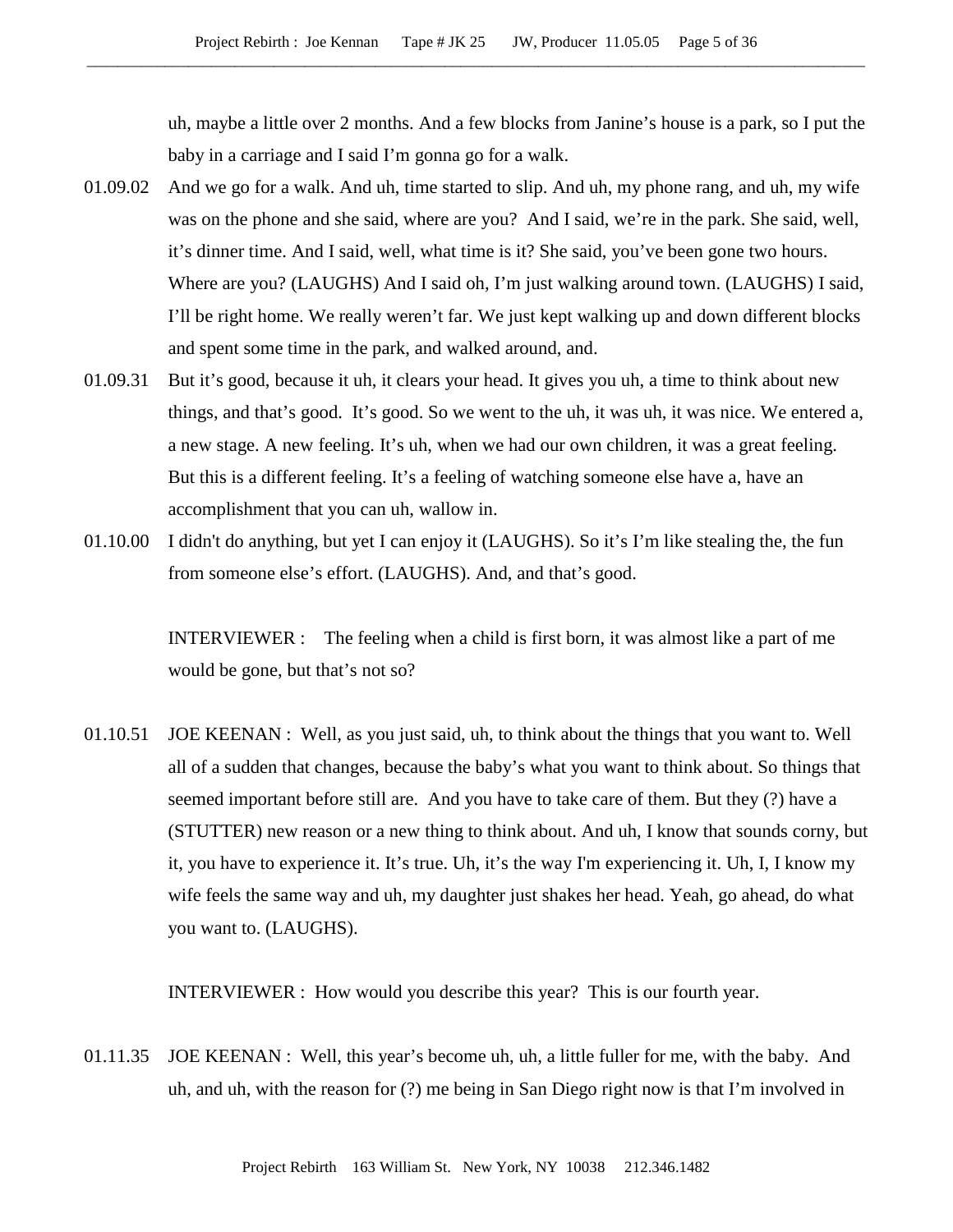uh, maybe a little over 2 months. And a few blocks from Janine's house is a park, so I put the baby in a carriage and I said I'm gonna go for a walk.

01.09.02 And we go for a walk. And uh, time started to slip. And uh, my phone rang, and uh, my wife was on the phone and she said, where are you? And I said, we're in the park. She said, well, it's dinner time. And I said, well, what time is it? She said, you've been gone two hours. Where are you? (LAUGHS) And I said oh, I'm just walking around town. (LAUGHS) I said, I'll be right home. We really weren't far. We just kept walking up and down different blocks and spent some time in the park, and walked around, and.

01.09.31 But it's good, because it uh, it clears your head. It gives you uh, a time to think about new things, and that's good. It's good. So we went to the uh, it was uh, it was nice. We entered a, a new stage. A new feeling. It's uh, when we had our own children, it was a great feeling. But this is a different feeling. It's a feeling of watching someone else have a, have an accomplishment that you can uh, wallow in.

01.10.00 I didn't do anything, but yet I can enjoy it (LAUGHS). So it's I'm like stealing the, the fun from someone else's effort. (LAUGHS). And, and that's good.

INTERVIEWER : The feeling when a child is first born, it was almost like a part of me would be gone, but that's not so?

01.10.51 JOE KEENAN : Well, as you just said, uh, to think about the things that you want to. Well all of a sudden that changes, because the baby's what you want to think about. So things that seemed important before still are. And you have to take care of them. But they (?) have a (STUTTER) new reason or a new thing to think about. And uh, I know that sounds corny, but it, you have to experience it. It's true. Uh, it's the way I'm experiencing it. Uh, I, I know my wife feels the same way and uh, my daughter just shakes her head. Yeah, go ahead, do what you want to. (LAUGHS).

INTERVIEWER : How would you describe this year? This is our fourth year.

01.11.35 JOE KEENAN : Well, this year's become uh, uh, a little fuller for me, with the baby. And uh, and uh, with the reason for (?) me being in San Diego right now is that I'm involved in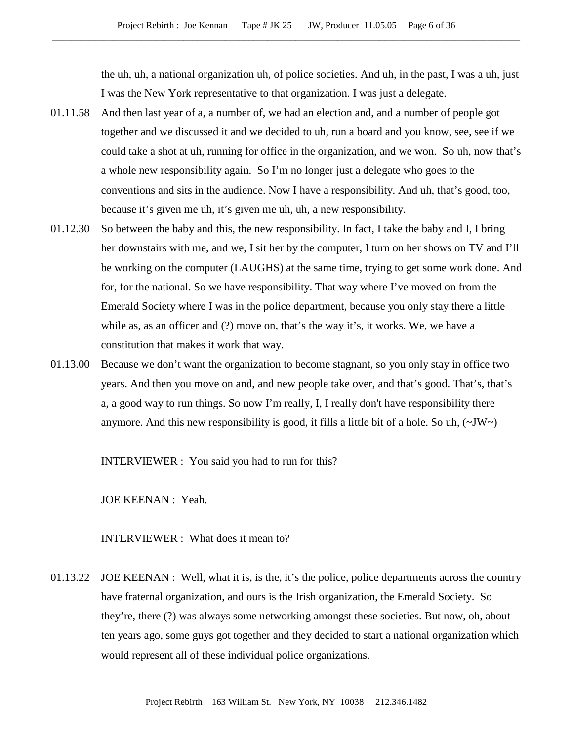the uh, uh, a national organization uh, of police societies. And uh, in the past, I was a uh, just I was the New York representative to that organization. I was just a delegate.

01.11.58 And then last year of a, a number of, we had an election and, and a number of people got together and we discussed it and we decided to uh, run a board and you know, see, see if we could take a shot at uh, running for office in the organization, and we won. So uh, now that's a whole new responsibility again. So I'm no longer just a delegate who goes to the conventions and sits in the audience. Now I have a responsibility. And uh, that's good, too, because it's given me uh, it's given me uh, uh, a new responsibility.

01.12.30 So between the baby and this, the new responsibility. In fact, I take the baby and I, I bring her downstairs with me, and we, I sit her by the computer, I turn on her shows on TV and I'll be working on the computer (LAUGHS) at the same time, trying to get some work done. And for, for the national. So we have responsibility. That way where I've moved on from the Emerald Society where I was in the police department, because you only stay there a little while as, as an officer and (?) move on, that's the way it's, it works. We, we have a constitution that makes it work that way.

01.13.00 Because we don't want the organization to become stagnant, so you only stay in office two years. And then you move on and, and new people take over, and that's good. That's, that's a, a good way to run things. So now I'm really, I, I really don't have responsibility there anymore. And this new responsibility is good, it fills a little bit of a hole. So uh, (~JW~)

INTERVIEWER : You said you had to run for this?

JOE KEENAN : Yeah.

INTERVIEWER : What does it mean to?

01.13.22 JOE KEENAN : Well, what it is, is the, it's the police, police departments across the country have fraternal organization, and ours is the Irish organization, the Emerald Society. So they're, there (?) was always some networking amongst these societies. But now, oh, about ten years ago, some guys got together and they decided to start a national organization which would represent all of these individual police organizations.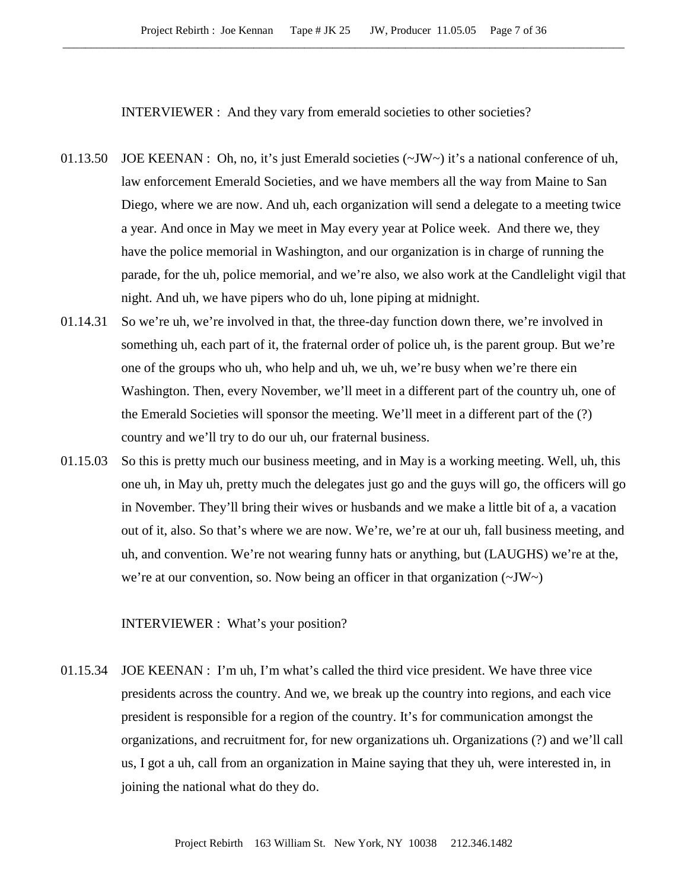INTERVIEWER : And they vary from emerald societies to other societies?

01.13.50 JOE KEENAN : Oh, no, it's just Emerald societies (~JW~) it's a national conference of uh, law enforcement Emerald Societies, and we have members all the way from Maine to San Diego, where we are now. And uh, each organization will send a delegate to a meeting twice a year. And once in May we meet in May every year at Police week. And there we, they have the police memorial in Washington, and our organization is in charge of running the parade, for the uh, police memorial, and we're also, we also work at the Candlelight vigil that night. And uh, we have pipers who do uh, lone piping at midnight.

01.14.31 So we're uh, we're involved in that, the three-day function down there, we're involved in something uh, each part of it, the fraternal order of police uh, is the parent group. But we're one of the groups who uh, who help and uh, we uh, we're busy when we're there ein Washington. Then, every November, we'll meet in a different part of the country uh, one of the Emerald Societies will sponsor the meeting. We'll meet in a different part of the (?) country and we'll try to do our uh, our fraternal business.

01.15.03 So this is pretty much our business meeting, and in May is a working meeting. Well, uh, this one uh, in May uh, pretty much the delegates just go and the guys will go, the officers will go in November. They'll bring their wives or husbands and we make a little bit of a, a vacation out of it, also. So that's where we are now. We're, we're at our uh, fall business meeting, and uh, and convention. We're not wearing funny hats or anything, but (LAUGHS) we're at the, we're at our convention, so. Now being an officer in that organization (~JW~)

INTERVIEWER : What's your position?

01.15.34 JOE KEENAN : I'm uh, I'm what's called the third vice president. We have three vice presidents across the country. And we, we break up the country into regions, and each vice president is responsible for a region of the country. It's for communication amongst the organizations, and recruitment for, for new organizations uh. Organizations (?) and we'll call us, I got a uh, call from an organization in Maine saying that they uh, were interested in, in joining the national what do they do.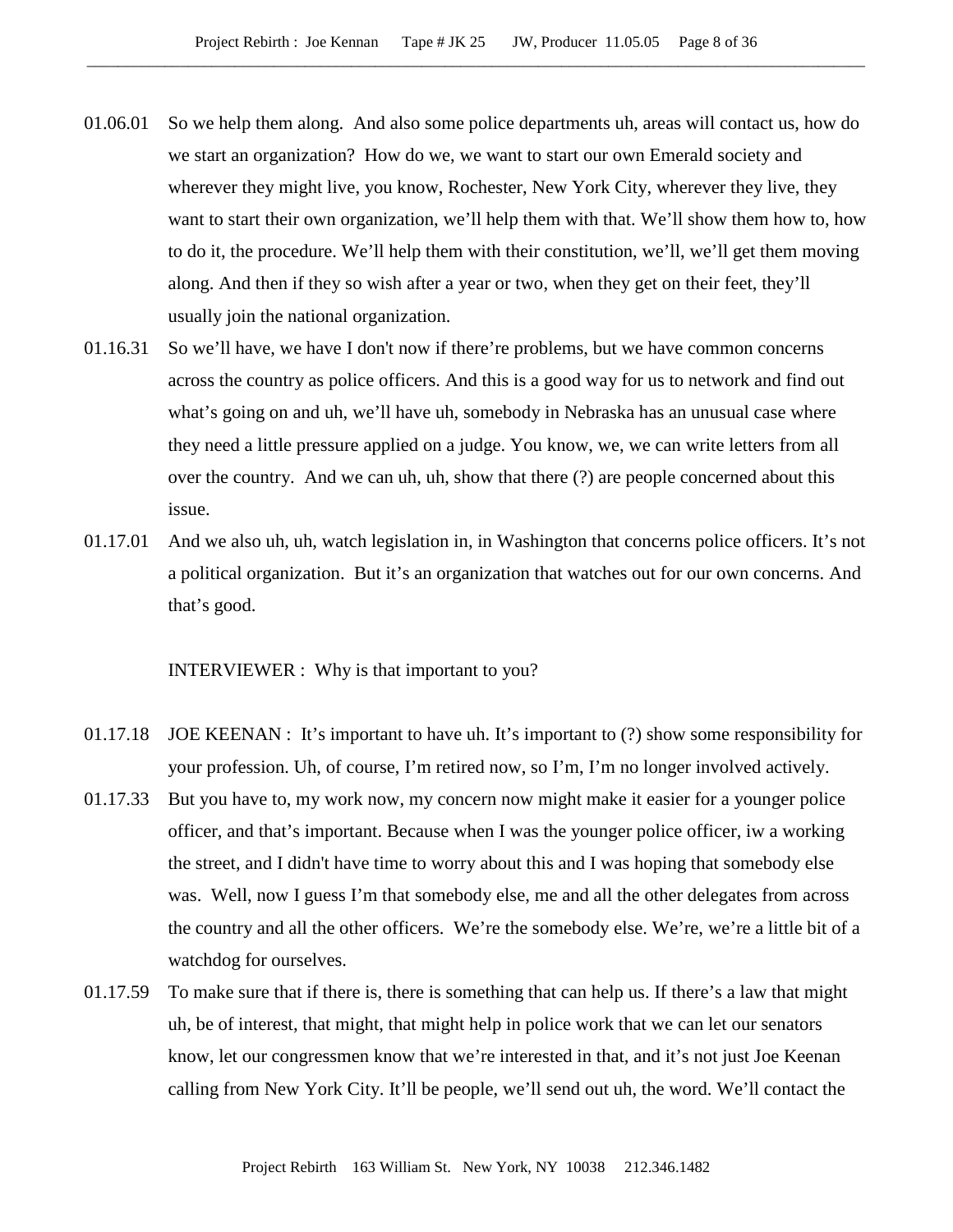01.06.01 So we help them along. And also some police departments uh, areas will contact us, how do we start an organization? How do we, we want to start our own Emerald society and wherever they might live, you know, Rochester, New York City, wherever they live, they want to start their own organization, we'll help them with that. We'll show them how to, how to do it, the procedure. We'll help them with their constitution, we'll, we'll get them moving along. And then if they so wish after a year or two, when they get on their feet, they'll usually join the national organization.

01.16.31 So we'll have, we have I don't now if there're problems, but we have common concerns across the country as police officers. And this is a good way for us to network and find out what's going on and uh, we'll have uh, somebody in Nebraska has an unusual case where they need a little pressure applied on a judge. You know, we, we can write letters from all over the country. And we can uh, uh, show that there (?) are people concerned about this issue.

01.17.01 And we also uh, uh, watch legislation in, in Washington that concerns police officers. It's not a political organization. But it's an organization that watches out for our own concerns. And that's good.

INTERVIEWER : Why is that important to you?

01.17.18 JOE KEENAN : It's important to have uh. It's important to (?) show some responsibility for your profession. Uh, of course, I'm retired now, so I'm, I'm no longer involved actively.

01.17.33 But you have to, my work now, my concern now might make it easier for a younger police officer, and that's important. Because when I was the younger police officer, iw a working the street, and I didn't have time to worry about this and I was hoping that somebody else was. Well, now I guess I'm that somebody else, me and all the other delegates from across the country and all the other officers. We're the somebody else. We're, we're a little bit of a watchdog for ourselves.

01.17.59 To make sure that if there is, there is something that can help us. If there's a law that might uh, be of interest, that might, that might help in police work that we can let our senators know, let our congressmen know that we're interested in that, and it's not just Joe Keenan calling from New York City. It'll be people, we'll send out uh, the word. We'll contact the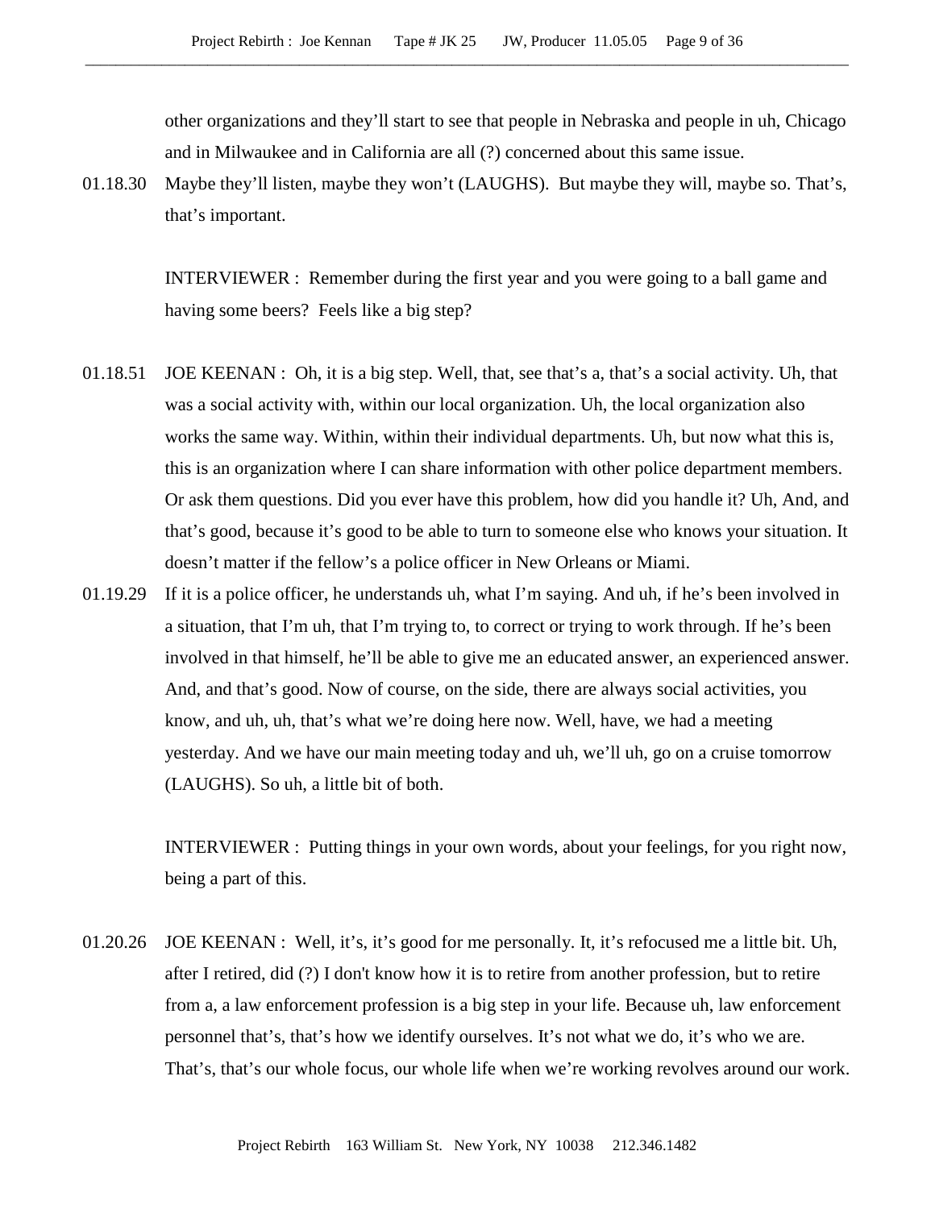other organizations and they'll start to see that people in Nebraska and people in uh, Chicago and in Milwaukee and in California are all (?) concerned about this same issue.

01.18.30 Maybe they'll listen, maybe they won't (LAUGHS). But maybe they will, maybe so. That's, that's important.

INTERVIEWER : Remember during the first year and you were going to a ball game and having some beers? Feels like a big step?

01.18.51 JOE KEENAN : Oh, it is a big step. Well, that, see that's a, that's a social activity. Uh, that was a social activity with, within our local organization. Uh, the local organization also works the same way. Within, within their individual departments. Uh, but now what this is, this is an organization where I can share information with other police department members. Or ask them questions. Did you ever have this problem, how did you handle it? Uh, And, and that's good, because it's good to be able to turn to someone else who knows your situation. It doesn't matter if the fellow's a police officer in New Orleans or Miami.

01.19.29 If it is a police officer, he understands uh, what I'm saying. And uh, if he's been involved in a situation, that I'm uh, that I'm trying to, to correct or trying to work through. If he's been involved in that himself, he'll be able to give me an educated answer, an experienced answer. And, and that's good. Now of course, on the side, there are always social activities, you know, and uh, uh, that's what we're doing here now. Well, have, we had a meeting yesterday. And we have our main meeting today and uh, we'll uh, go on a cruise tomorrow (LAUGHS). So uh, a little bit of both.

INTERVIEWER : Putting things in your own words, about your feelings, for you right now, being a part of this.

01.20.26 JOE KEENAN : Well, it's, it's good for me personally. It, it's refocused me a little bit. Uh, after I retired, did (?) I don't know how it is to retire from another profession, but to retire from a, a law enforcement profession is a big step in your life. Because uh, law enforcement personnel that's, that's how we identify ourselves. It's not what we do, it's who we are. That's, that's our whole focus, our whole life when we're working revolves around our work.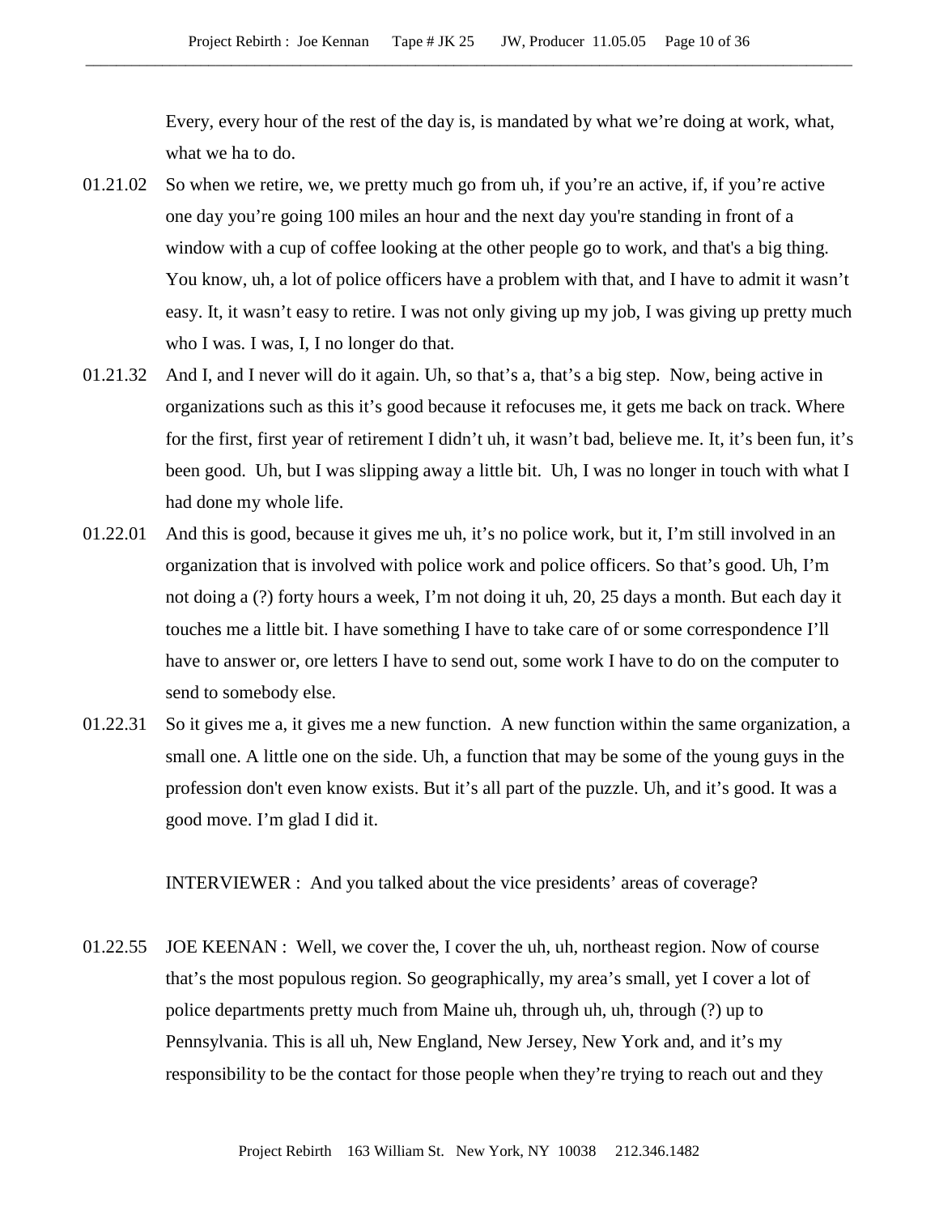Every, every hour of the rest of the day is, is mandated by what we're doing at work, what, what we ha to do.

01.21.02 So when we retire, we, we pretty much go from uh, if you're an active, if, if you're active one day you're going 100 miles an hour and the next day you're standing in front of a window with a cup of coffee looking at the other people go to work, and that's a big thing. You know, uh, a lot of police officers have a problem with that, and I have to admit it wasn't easy. It, it wasn't easy to retire. I was not only giving up my job, I was giving up pretty much who I was. I was, I, I no longer do that.

01.21.32 And I, and I never will do it again. Uh, so that's a, that's a big step. Now, being active in organizations such as this it's good because it refocuses me, it gets me back on track. Where for the first, first year of retirement I didn't uh, it wasn't bad, believe me. It, it's been fun, it's been good. Uh, but I was slipping away a little bit. Uh, I was no longer in touch with what I had done my whole life.

01.22.01 And this is good, because it gives me uh, it's no police work, but it, I'm still involved in an organization that is involved with police work and police officers. So that's good. Uh, I'm not doing a (?) forty hours a week, I'm not doing it uh, 20, 25 days a month. But each day it touches me a little bit. I have something I have to take care of or some correspondence I'll have to answer or, ore letters I have to send out, some work I have to do on the computer to send to somebody else.

01.22.31 So it gives me a, it gives me a new function. A new function within the same organization, a small one. A little one on the side. Uh, a function that may be some of the young guys in the profession don't even know exists. But it's all part of the puzzle. Uh, and it's good. It was a good move. I'm glad I did it.

INTERVIEWER : And you talked about the vice presidents' areas of coverage?

01.22.55 JOE KEENAN : Well, we cover the, I cover the uh, uh, northeast region. Now of course that's the most populous region. So geographically, my area's small, yet I cover a lot of police departments pretty much from Maine uh, through uh, uh, through (?) up to Pennsylvania. This is all uh, New England, New Jersey, New York and, and it's my responsibility to be the contact for those people when they're trying to reach out and they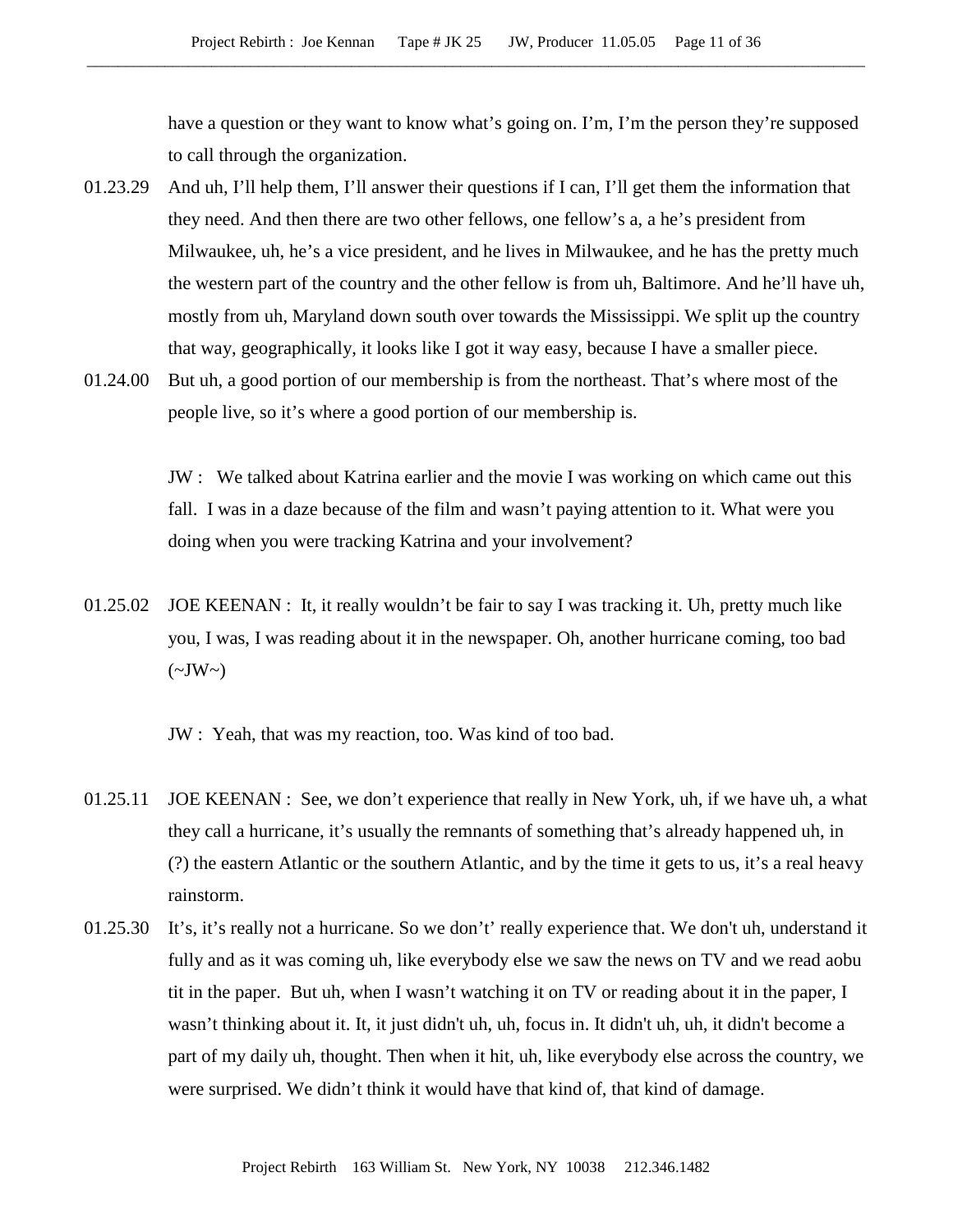have a question or they want to know what's going on. I'm, I'm the person they're supposed to call through the organization.

01.23.29 And uh, I'll help them, I'll answer their questions if I can, I'll get them the information that they need. And then there are two other fellows, one fellow's a, a he's president from Milwaukee, uh, he's a vice president, and he lives in Milwaukee, and he has the pretty much the western part of the country and the other fellow is from uh, Baltimore. And he'll have uh, mostly from uh, Maryland down south over towards the Mississippi. We split up the country that way, geographically, it looks like I got it way easy, because I have a smaller piece.

01.24.00 But uh, a good portion of our membership is from the northeast. That's where most of the people live, so it's where a good portion of our membership is.

JW : We talked about Katrina earlier and the movie I was working on which came out this fall. I was in a daze because of the film and wasn't paying attention to it. What were you doing when you were tracking Katrina and your involvement?

01.25.02 JOE KEENAN : It, it really wouldn't be fair to say I was tracking it. Uh, pretty much like you, I was, I was reading about it in the newspaper. Oh, another hurricane coming, too bad (~JW~)

JW : Yeah, that was my reaction, too. Was kind of too bad.

01.25.11 JOE KEENAN : See, we don't experience that really in New York, uh, if we have uh, a what they call a hurricane, it's usually the remnants of something that's already happened uh, in (?) the eastern Atlantic or the southern Atlantic, and by the time it gets to us, it's a real heavy rainstorm.

01.25.30 It's, it's really not a hurricane. So we don't' really experience that. We don't uh, understand it fully and as it was coming uh, like everybody else we saw the news on TV and we read aobu tit in the paper. But uh, when I wasn't watching it on TV or reading about it in the paper, I wasn't thinking about it. It, it just didn't uh, uh, focus in. It didn't uh, uh, it didn't become a part of my daily uh, thought. Then when it hit, uh, like everybody else across the country, we were surprised. We didn't think it would have that kind of, that kind of damage.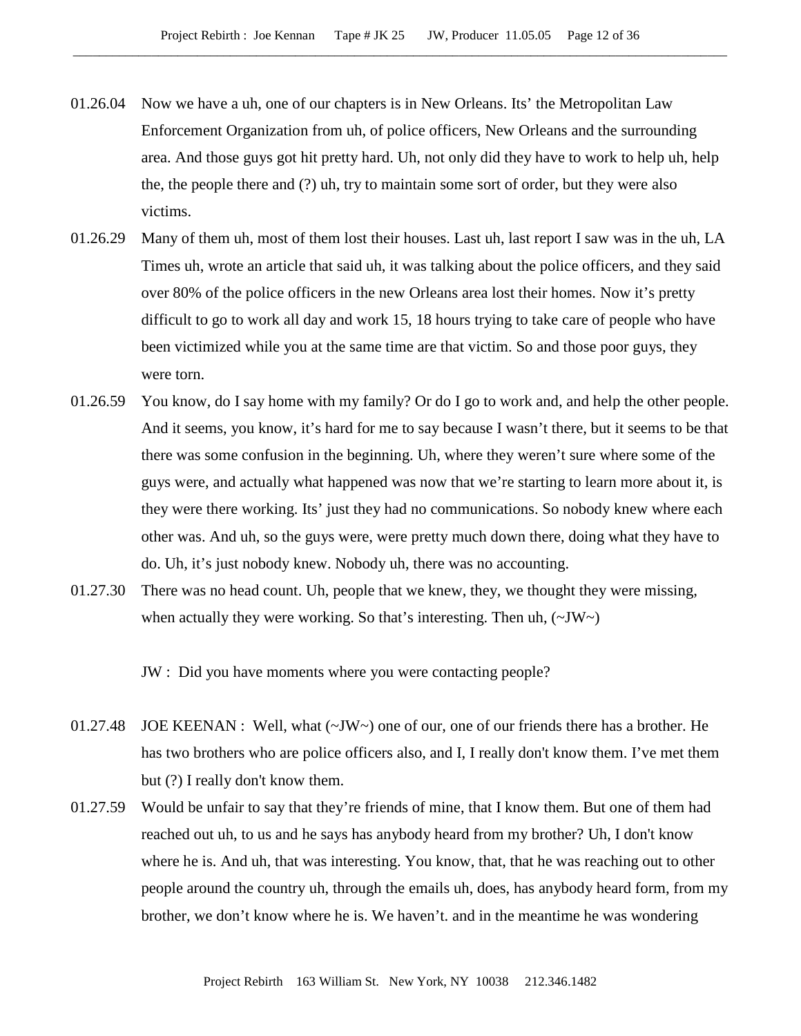01.26.04 Now we have a uh, one of our chapters is in New Orleans. Its' the Metropolitan Law Enforcement Organization from uh, of police officers, New Orleans and the surrounding area. And those guys got hit pretty hard. Uh, not only did they have to work to help uh, help the, the people there and (?) uh, try to maintain some sort of order, but they were also victims.

01.26.29 Many of them uh, most of them lost their houses. Last uh, last report I saw was in the uh, LA Times uh, wrote an article that said uh, it was talking about the police officers, and they said over 80% of the police officers in the new Orleans area lost their homes. Now it's pretty difficult to go to work all day and work 15, 18 hours trying to take care of people who have been victimized while you at the same time are that victim. So and those poor guys, they were torn.

01.26.59 You know, do I say home with my family? Or do I go to work and, and help the other people. And it seems, you know, it's hard for me to say because I wasn't there, but it seems to be that there was some confusion in the beginning. Uh, where they weren't sure where some of the guys were, and actually what happened was now that we're starting to learn more about it, is they were there working. Its' just they had no communications. So nobody knew where each other was. And uh, so the guys were, were pretty much down there, doing what they have to do. Uh, it's just nobody knew. Nobody uh, there was no accounting.

01.27.30 There was no head count. Uh, people that we knew, they, we thought they were missing, when actually they were working. So that's interesting. Then uh, (~JW~)

JW : Did you have moments where you were contacting people?

01.27.48 JOE KEENAN : Well, what (~JW~) one of our, one of our friends there has a brother. He has two brothers who are police officers also, and I, I really don't know them. I've met them but (?) I really don't know them.

01.27.59 Would be unfair to say that they're friends of mine, that I know them. But one of them had reached out uh, to us and he says has anybody heard from my brother? Uh, I don't know where he is. And uh, that was interesting. You know, that, that he was reaching out to other people around the country uh, through the emails uh, does, has anybody heard form, from my brother, we don't know where he is. We haven't. and in the meantime he was wondering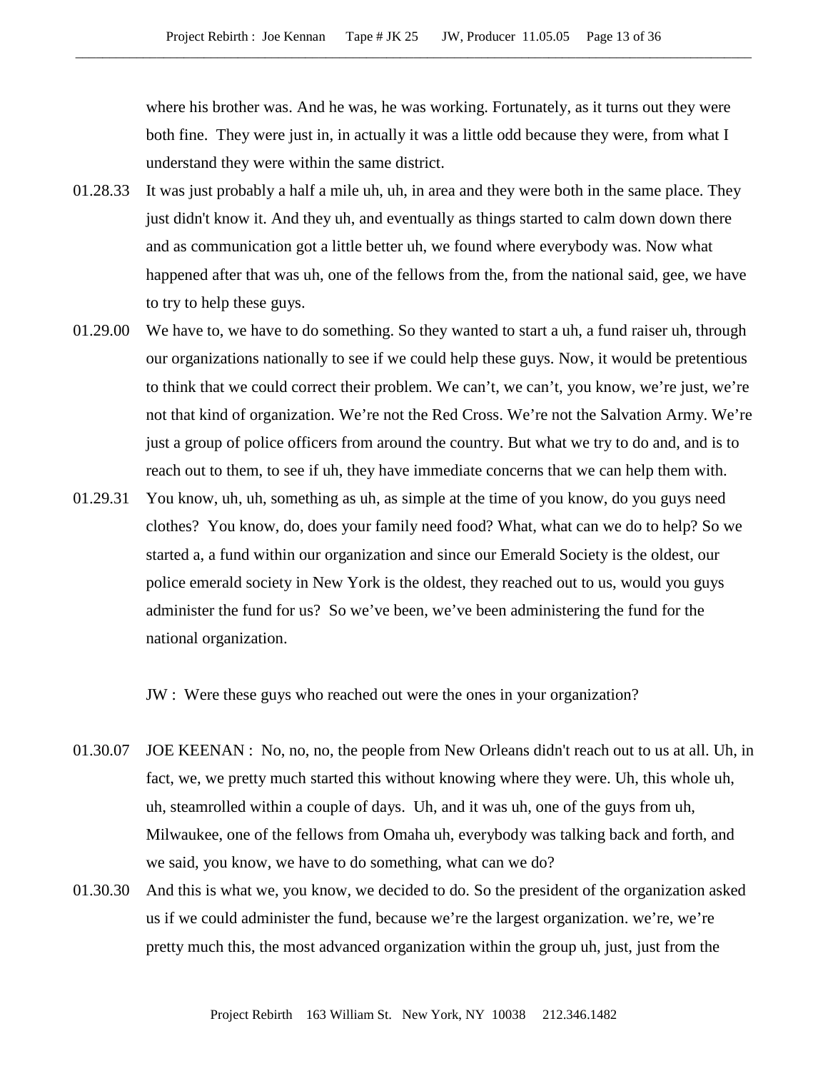where his brother was. And he was, he was working. Fortunately, as it turns out they were both fine. They were just in, in actually it was a little odd because they were, from what I understand they were within the same district.

01.28.33 It was just probably a half a mile uh, uh, in area and they were both in the same place. They just didn't know it. And they uh, and eventually as things started to calm down down there and as communication got a little better uh, we found where everybody was. Now what happened after that was uh, one of the fellows from the, from the national said, gee, we have to try to help these guys.

01.29.00 We have to, we have to do something. So they wanted to start a uh, a fund raiser uh, through our organizations nationally to see if we could help these guys. Now, it would be pretentious to think that we could correct their problem. We can't, we can't, you know, we're just, we're not that kind of organization. We're not the Red Cross. We're not the Salvation Army. We're just a group of police officers from around the country. But what we try to do and, and is to reach out to them, to see if uh, they have immediate concerns that we can help them with.

01.29.31 You know, uh, uh, something as uh, as simple at the time of you know, do you guys need clothes? You know, do, does your family need food? What, what can we do to help? So we started a, a fund within our organization and since our Emerald Society is the oldest, our police emerald society in New York is the oldest, they reached out to us, would you guys administer the fund for us? So we've been, we've been administering the fund for the national organization.

JW : Were these guys who reached out were the ones in your organization?

01.30.07 JOE KEENAN : No, no, no, the people from New Orleans didn't reach out to us at all. Uh, in fact, we, we pretty much started this without knowing where they were. Uh, this whole uh, uh, steamrolled within a couple of days. Uh, and it was uh, one of the guys from uh, Milwaukee, one of the fellows from Omaha uh, everybody was talking back and forth, and we said, you know, we have to do something, what can we do?

01.30.30 And this is what we, you know, we decided to do. So the president of the organization asked us if we could administer the fund, because we're the largest organization. we're, we're pretty much this, the most advanced organization within the group uh, just, just from the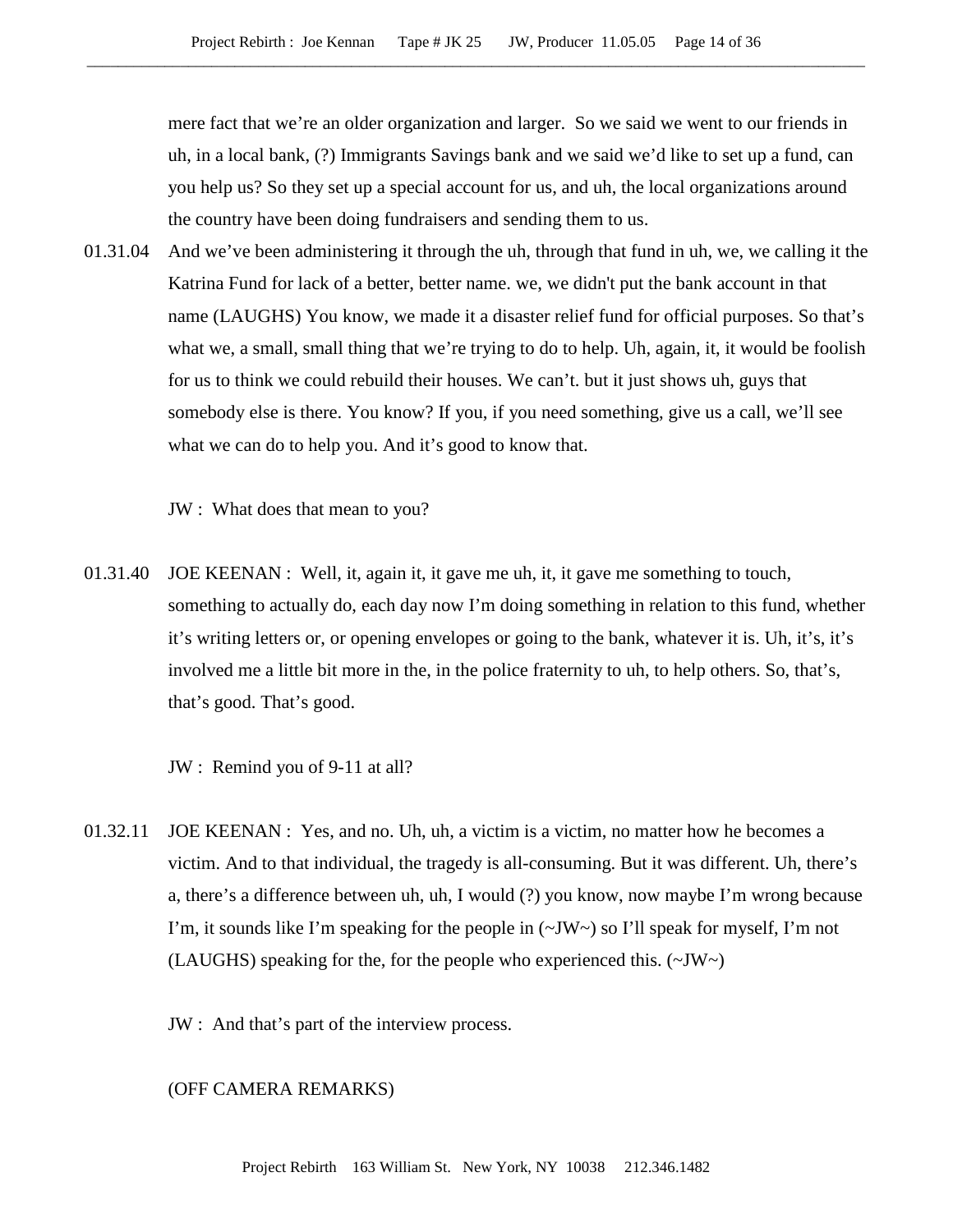mere fact that we're an older organization and larger.  So we said we went to our friends in uh, in a local bank, (?) Immigrants Savings bank and we said we'd like to set up a fund, can you help us? So they set up a special account for us, and uh, the local organizations around the country have been doing fundraisers and sending them to us.

01.31.04 And we've been administering it through the uh, through that fund in uh, we, we calling it the Katrina Fund for lack of a better, better name. we, we didn't put the bank account in that name (LAUGHS) You know, we made it a disaster relief fund for official purposes. So that's what we, a small, small thing that we're trying to do to help. Uh, again, it, it would be foolish for us to think we could rebuild their houses. We can't. but it just shows uh, guys that somebody else is there. You know? If you, if you need something, give us a call, we'll see what we can do to help you. And it's good to know that.

JW :  What does that mean to you?

01.31.40 JOE KEENAN :  Well, it, again it, it gave me uh, it, it gave me something to touch, something to actually do, each day now I'm doing something in relation to this fund, whether it's writing letters or, or opening envelopes or going to the bank, whatever it is. Uh, it's, it's involved me a little bit more in the, in the police fraternity to uh, to help others. So, that's, that's good. That's good.

JW :  Remind you of 9-11 at all?

01.32.11 JOE KEENAN :  Yes, and no. Uh, uh, a victim is a victim, no matter how he becomes a victim. And to that individual, the tragedy is all-consuming. But it was different. Uh, there's a, there's a difference between uh, uh, I would (?) you know, now maybe I'm wrong because I'm, it sounds like I'm speaking for the people in (~JW~) so I'll speak for myself, I'm not (LAUGHS) speaking for the, for the people who experienced this. (~JW~)

JW :  And that's part of the interview process.

(OFF CAMERA REMARKS)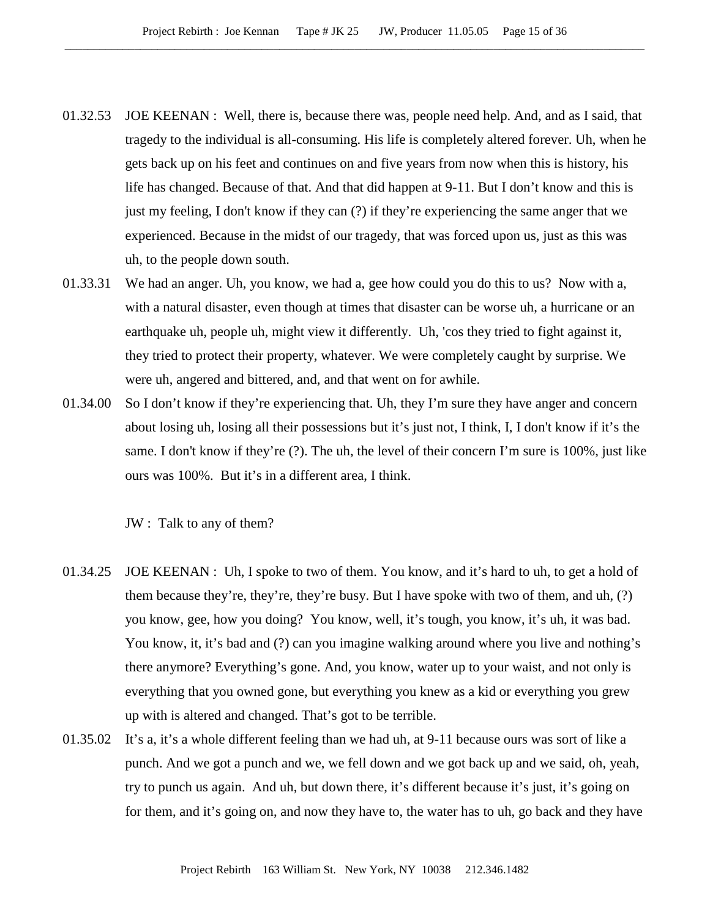01.32.53 JOE KEENAN : Well, there is, because there was, people need help. And, and as I said, that tragedy to the individual is all-consuming. His life is completely altered forever. Uh, when he gets back up on his feet and continues on and five years from now when this is history, his life has changed. Because of that. And that did happen at 9-11. But I don't know and this is just my feeling, I don't know if they can (?) if they're experiencing the same anger that we experienced. Because in the midst of our tragedy, that was forced upon us, just as this was uh, to the people down south.

01.33.31 We had an anger. Uh, you know, we had a, gee how could you do this to us? Now with a, with a natural disaster, even though at times that disaster can be worse uh, a hurricane or an earthquake uh, people uh, might view it differently. Uh, 'cos they tried to fight against it, they tried to protect their property, whatever. We were completely caught by surprise. We were uh, angered and bittered, and, and that went on for awhile.

01.34.00 So I don't know if they're experiencing that. Uh, they I'm sure they have anger and concern about losing uh, losing all their possessions but it's just not, I think, I, I don't know if it's the same. I don't know if they're (?). The uh, the level of their concern I'm sure is 100%, just like ours was 100%. But it's in a different area, I think.

JW : Talk to any of them?

01.34.25 JOE KEENAN : Uh, I spoke to two of them. You know, and it's hard to uh, to get a hold of them because they're, they're, they're busy. But I have spoke with two of them, and uh, (?) you know, gee, how you doing? You know, well, it's tough, you know, it's uh, it was bad. You know, it, it's bad and (?) can you imagine walking around where you live and nothing's there anymore? Everything's gone. And, you know, water up to your waist, and not only is everything that you owned gone, but everything you knew as a kid or everything you grew up with is altered and changed. That's got to be terrible.

01.35.02 It's a, it's a whole different feeling than we had uh, at 9-11 because ours was sort of like a punch. And we got a punch and we, we fell down and we got back up and we said, oh, yeah, try to punch us again. And uh, but down there, it's different because it's just, it's going on for them, and it's going on, and now they have to, the water has to uh, go back and they have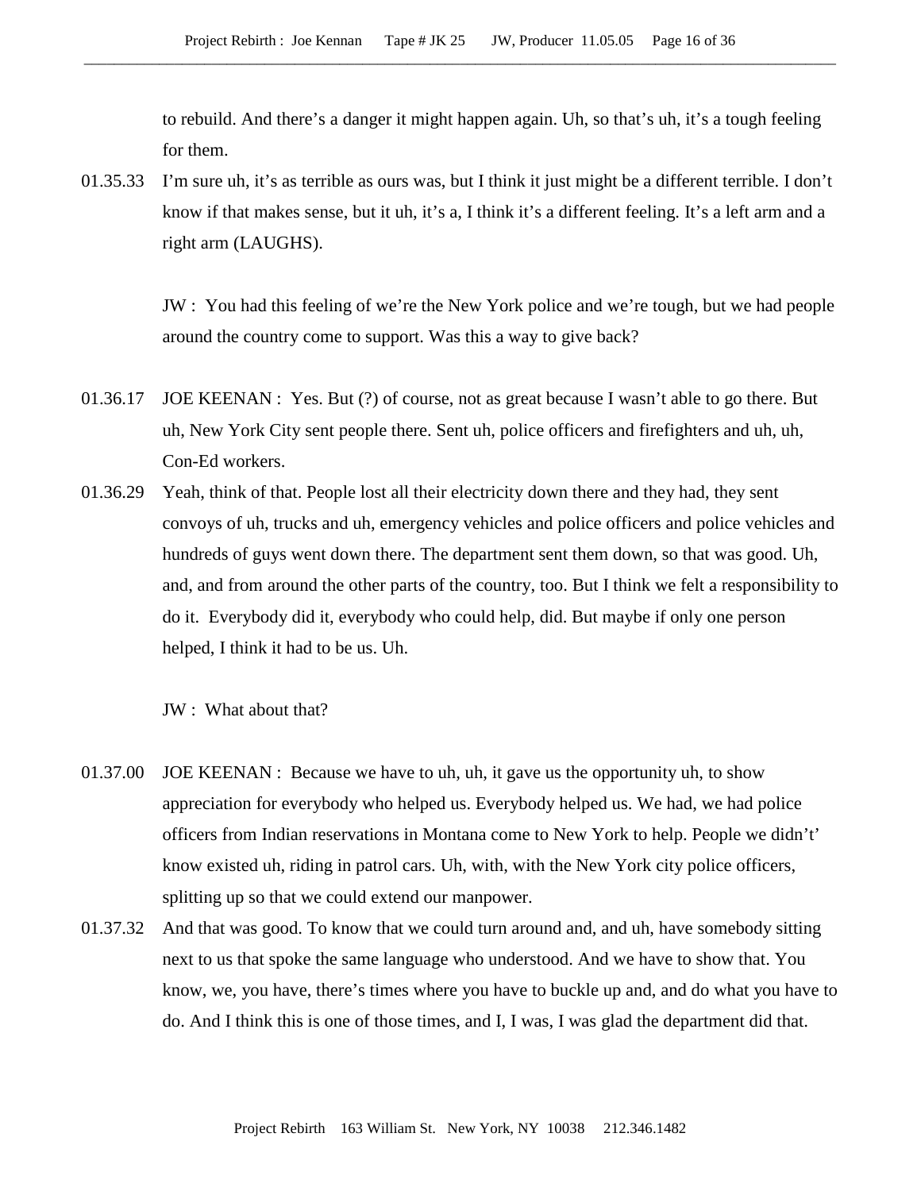to rebuild. And there's a danger it might happen again. Uh, so that's uh, it's a tough feeling for them.

01.35.33 I'm sure uh, it's as terrible as ours was, but I think it just might be a different terrible. I don't know if that makes sense, but it uh, it's a, I think it's a different feeling. It's a left arm and a right arm (LAUGHS).

JW : You had this feeling of we're the New York police and we're tough, but we had people around the country come to support. Was this a way to give back?

01.36.17 JOE KEENAN : Yes. But (?) of course, not as great because I wasn't able to go there. But uh, New York City sent people there. Sent uh, police officers and firefighters and uh, uh, Con-Ed workers.

01.36.29 Yeah, think of that. People lost all their electricity down there and they had, they sent convoys of uh, trucks and uh, emergency vehicles and police officers and police vehicles and hundreds of guys went down there. The department sent them down, so that was good. Uh, and, and from around the other parts of the country, too. But I think we felt a responsibility to do it. Everybody did it, everybody who could help, did. But maybe if only one person helped, I think it had to be us. Uh.

JW : What about that?

01.37.00 JOE KEENAN : Because we have to uh, uh, it gave us the opportunity uh, to show appreciation for everybody who helped us. Everybody helped us. We had, we had police officers from Indian reservations in Montana come to New York to help. People we didn't' know existed uh, riding in patrol cars. Uh, with, with the New York city police officers, splitting up so that we could extend our manpower.

01.37.32 And that was good. To know that we could turn around and, and uh, have somebody sitting next to us that spoke the same language who understood. And we have to show that. You know, we, you have, there's times where you have to buckle up and, and do what you have to do. And I think this is one of those times, and I, I was, I was glad the department did that.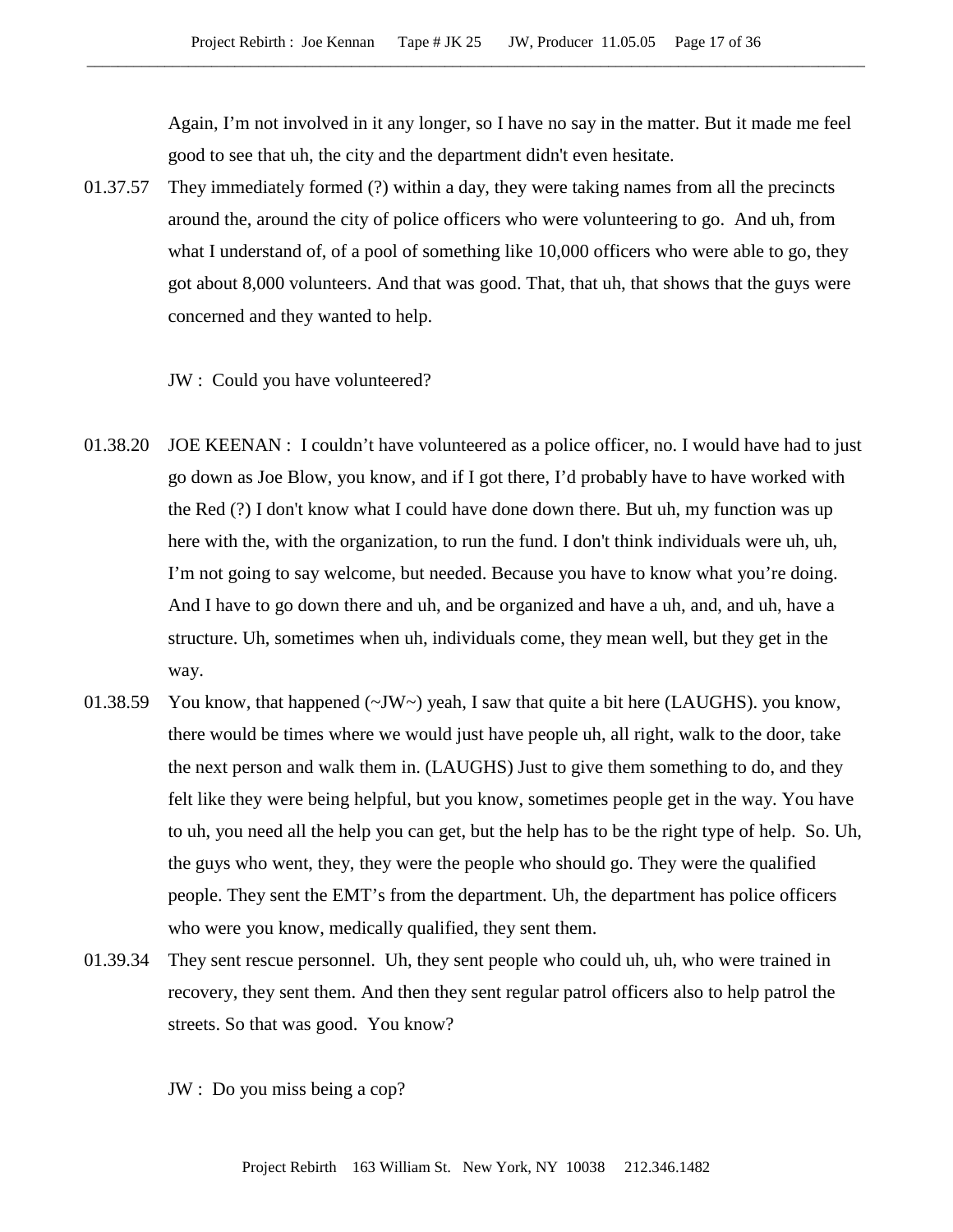Again, I'm not involved in it any longer, so I have no say in the matter. But it made me feel good to see that uh, the city and the department didn't even hesitate.

01.37.57 They immediately formed (?) within a day, they were taking names from all the precincts around the, around the city of police officers who were volunteering to go. And uh, from what I understand of, of a pool of something like 10,000 officers who were able to go, they got about 8,000 volunteers. And that was good. That, that uh, that shows that the guys were concerned and they wanted to help.

JW : Could you have volunteered?

01.38.20 JOE KEENAN : I couldn't have volunteered as a police officer, no. I would have had to just go down as Joe Blow, you know, and if I got there, I'd probably have to have worked with the Red (?) I don't know what I could have done down there. But uh, my function was up here with the, with the organization, to run the fund. I don't think individuals were uh, uh, I'm not going to say welcome, but needed. Because you have to know what you're doing. And I have to go down there and uh, and be organized and have a uh, and, and uh, have a structure. Uh, sometimes when uh, individuals come, they mean well, but they get in the way.

01.38.59 You know, that happened (~JW~) yeah, I saw that quite a bit here (LAUGHS). you know, there would be times where we would just have people uh, all right, walk to the door, take the next person and walk them in. (LAUGHS) Just to give them something to do, and they felt like they were being helpful, but you know, sometimes people get in the way. You have to uh, you need all the help you can get, but the help has to be the right type of help. So. Uh, the guys who went, they, they were the people who should go. They were the qualified people. They sent the EMT's from the department. Uh, the department has police officers who were you know, medically qualified, they sent them.

01.39.34 They sent rescue personnel. Uh, they sent people who could uh, uh, who were trained in recovery, they sent them. And then they sent regular patrol officers also to help patrol the streets. So that was good. You know?

JW : Do you miss being a cop?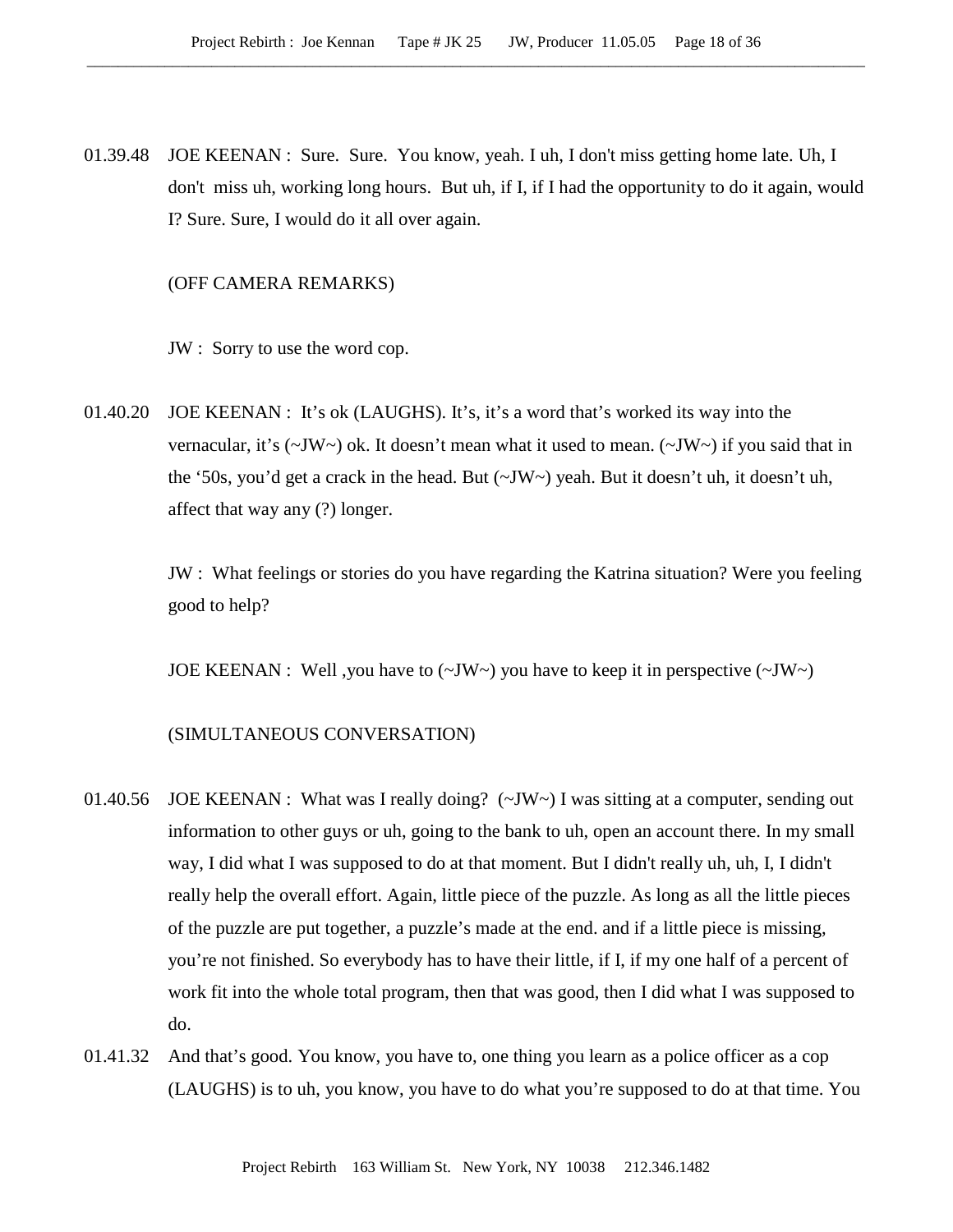01.39.48 JOE KEENAN : Sure. Sure. You know, yeah. I uh, I don't miss getting home late. Uh, I don't miss uh, working long hours. But uh, if I, if I had the opportunity to do it again, would I? Sure. Sure, I would do it all over again.

(OFF CAMERA REMARKS)

JW : Sorry to use the word cop.

01.40.20 JOE KEENAN : It's ok (LAUGHS). It's, it's a word that's worked its way into the vernacular, it's (~JW~) ok. It doesn't mean what it used to mean. (~JW~) if you said that in the '50s, you'd get a crack in the head. But (~JW~) yeah. But it doesn't uh, it doesn't uh, affect that way any (?) longer.

JW : What feelings or stories do you have regarding the Katrina situation? Were you feeling good to help?

JOE KEENAN : Well ,you have to (~JW~) you have to keep it in perspective (~JW~)

(SIMULTANEOUS CONVERSATION)

01.40.56 JOE KEENAN : What was I really doing? (~JW~) I was sitting at a computer, sending out information to other guys or uh, going to the bank to uh, open an account there. In my small way, I did what I was supposed to do at that moment. But I didn't really uh, uh, I, I didn't really help the overall effort. Again, little piece of the puzzle. As long as all the little pieces of the puzzle are put together, a puzzle's made at the end. and if a little piece is missing, you're not finished. So everybody has to have their little, if I, if my one half of a percent of work fit into the whole total program, then that was good, then I did what I was supposed to do.

01.41.32 And that's good. You know, you have to, one thing you learn as a police officer as a cop (LAUGHS) is to uh, you know, you have to do what you're supposed to do at that time. You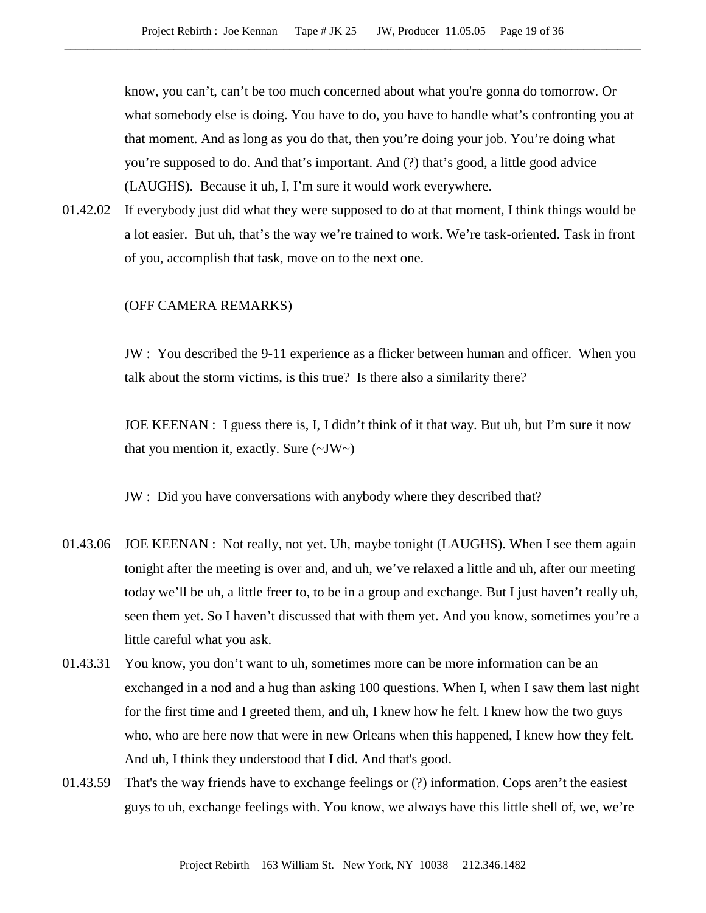know, you can't, can't be too much concerned about what you're gonna do tomorrow. Or what somebody else is doing. You have to do, you have to handle what's confronting you at that moment. And as long as you do that, then you're doing your job. You're doing what you're supposed to do. And that's important. And (?) that's good, a little good advice (LAUGHS). Because it uh, I, I'm sure it would work everywhere.

01.42.02 If everybody just did what they were supposed to do at that moment, I think things would be a lot easier. But uh, that's the way we're trained to work. We're task-oriented. Task in front of you, accomplish that task, move on to the next one.

(OFF CAMERA REMARKS)

JW : You described the 9-11 experience as a flicker between human and officer. When you talk about the storm victims, is this true? Is there also a similarity there?

JOE KEENAN : I guess there is, I, I didn't think of it that way. But uh, but I'm sure it now that you mention it, exactly. Sure (~JW~)

JW : Did you have conversations with anybody where they described that?

01.43.06 JOE KEENAN : Not really, not yet. Uh, maybe tonight (LAUGHS). When I see them again tonight after the meeting is over and, and uh, we've relaxed a little and uh, after our meeting today we'll be uh, a little freer to, to be in a group and exchange. But I just haven't really uh, seen them yet. So I haven't discussed that with them yet. And you know, sometimes you're a little careful what you ask.

01.43.31 You know, you don't want to uh, sometimes more can be more information can be an exchanged in a nod and a hug than asking 100 questions. When I, when I saw them last night for the first time and I greeted them, and uh, I knew how he felt. I knew how the two guys who, who are here now that were in new Orleans when this happened, I knew how they felt. And uh, I think they understood that I did. And that's good.

01.43.59 That's the way friends have to exchange feelings or (?) information. Cops aren't the easiest guys to uh, exchange feelings with. You know, we always have this little shell of, we, we're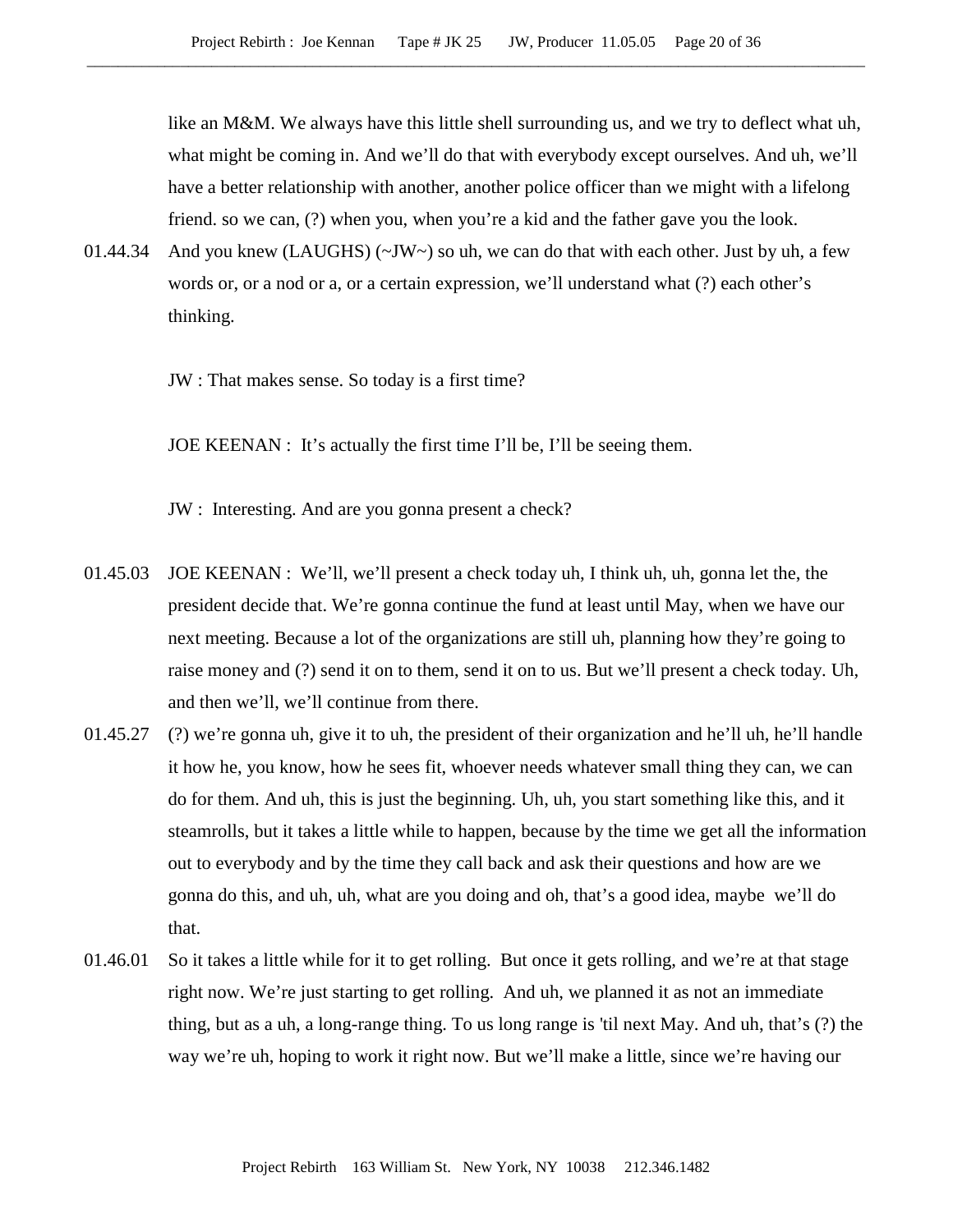like an M&M. We always have this little shell surrounding us, and we try to deflect what uh, what might be coming in. And we'll do that with everybody except ourselves. And uh, we'll have a better relationship with another, another police officer than we might with a lifelong friend. so we can, (?) when you, when you're a kid and the father gave you the look.

01.44.34 And you knew (LAUGHS) (~JW~) so uh, we can do that with each other. Just by uh, a few words or, or a nod or a, or a certain expression, we'll understand what (?) each other's thinking.

JW : That makes sense. So today is a first time?

JOE KEENAN : It's actually the first time I'll be, I'll be seeing them.

JW : Interesting. And are you gonna present a check?

01.45.03 JOE KEENAN : We'll, we'll present a check today uh, I think uh, uh, gonna let the, the president decide that. We're gonna continue the fund at least until May, when we have our next meeting. Because a lot of the organizations are still uh, planning how they're going to raise money and (?) send it on to them, send it on to us. But we'll present a check today. Uh, and then we'll, we'll continue from there.

01.45.27 (?) we're gonna uh, give it to uh, the president of their organization and he'll uh, he'll handle it how he, you know, how he sees fit, whoever needs whatever small thing they can, we can do for them. And uh, this is just the beginning. Uh, uh, you start something like this, and it steamrolls, but it takes a little while to happen, because by the time we get all the information out to everybody and by the time they call back and ask their questions and how are we gonna do this, and uh, uh, what are you doing and oh, that's a good idea, maybe we'll do that.

01.46.01 So it takes a little while for it to get rolling. But once it gets rolling, and we're at that stage right now. We're just starting to get rolling. And uh, we planned it as not an immediate thing, but as a uh, a long-range thing. To us long range is 'til next May. And uh, that's (?) the way we're uh, hoping to work it right now. But we'll make a little, since we're having our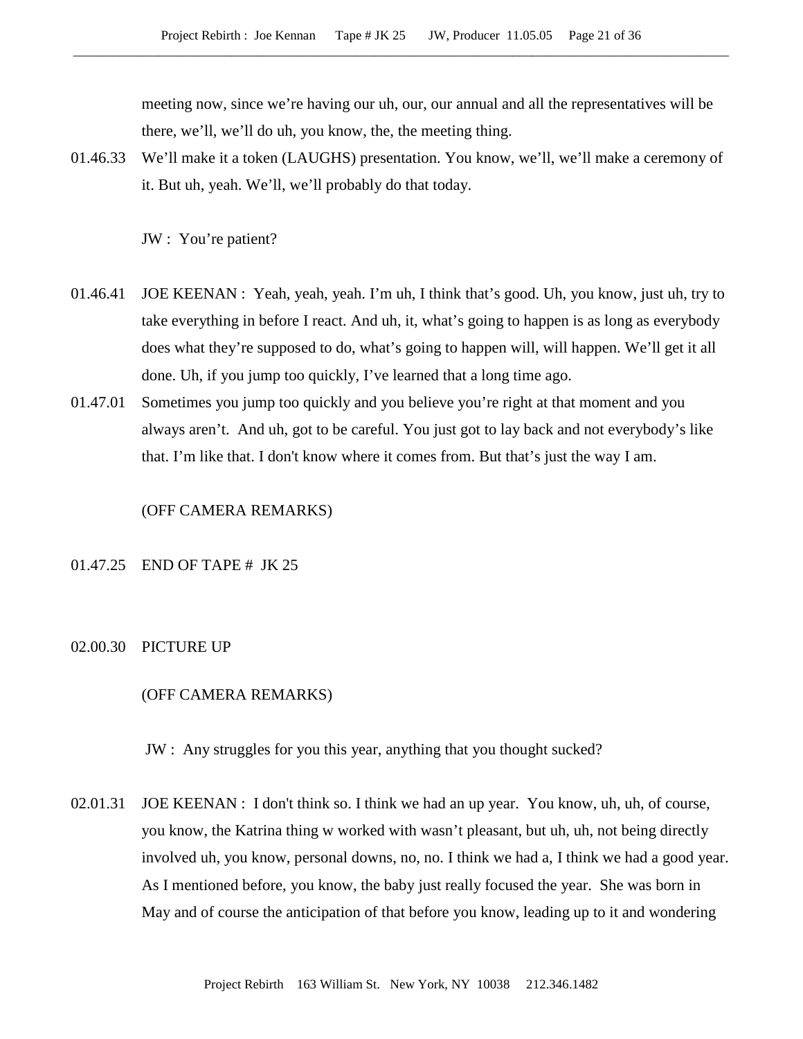meeting now, since we're having our uh, our, our annual and all the representatives will be there, we'll, we'll do uh, you know, the, the meeting thing.

01.46.33 We'll make it a token (LAUGHS) presentation. You know, we'll, we'll make a ceremony of it. But uh, yeah. We'll, we'll probably do that today.

JW : You're patient?

01.46.41 JOE KEENAN : Yeah, yeah, yeah. I'm uh, I think that's good. Uh, you know, just uh, try to take everything in before I react. And uh, it, what's going to happen is as long as everybody does what they're supposed to do, what's going to happen will, will happen. We'll get it all done. Uh, if you jump too quickly, I've learned that a long time ago.

01.47.01 Sometimes you jump too quickly and you believe you're right at that moment and you always aren't. And uh, got to be careful. You just got to lay back and not everybody's like that. I'm like that. I don't know where it comes from. But that's just the way I am.

(OFF CAMERA REMARKS)

01.47.25 END OF TAPE # JK 25

02.00.30 PICTURE UP

(OFF CAMERA REMARKS)

JW : Any struggles for you this year, anything that you thought sucked?

02.01.31 JOE KEENAN : I don't think so. I think we had an up year. You know, uh, uh, of course, you know, the Katrina thing w worked with wasn't pleasant, but uh, uh, not being directly involved uh, you know, personal downs, no, no. I think we had a, I think we had a good year. As I mentioned before, you know, the baby just really focused the year. She was born in May and of course the anticipation of that before you know, leading up to it and wondering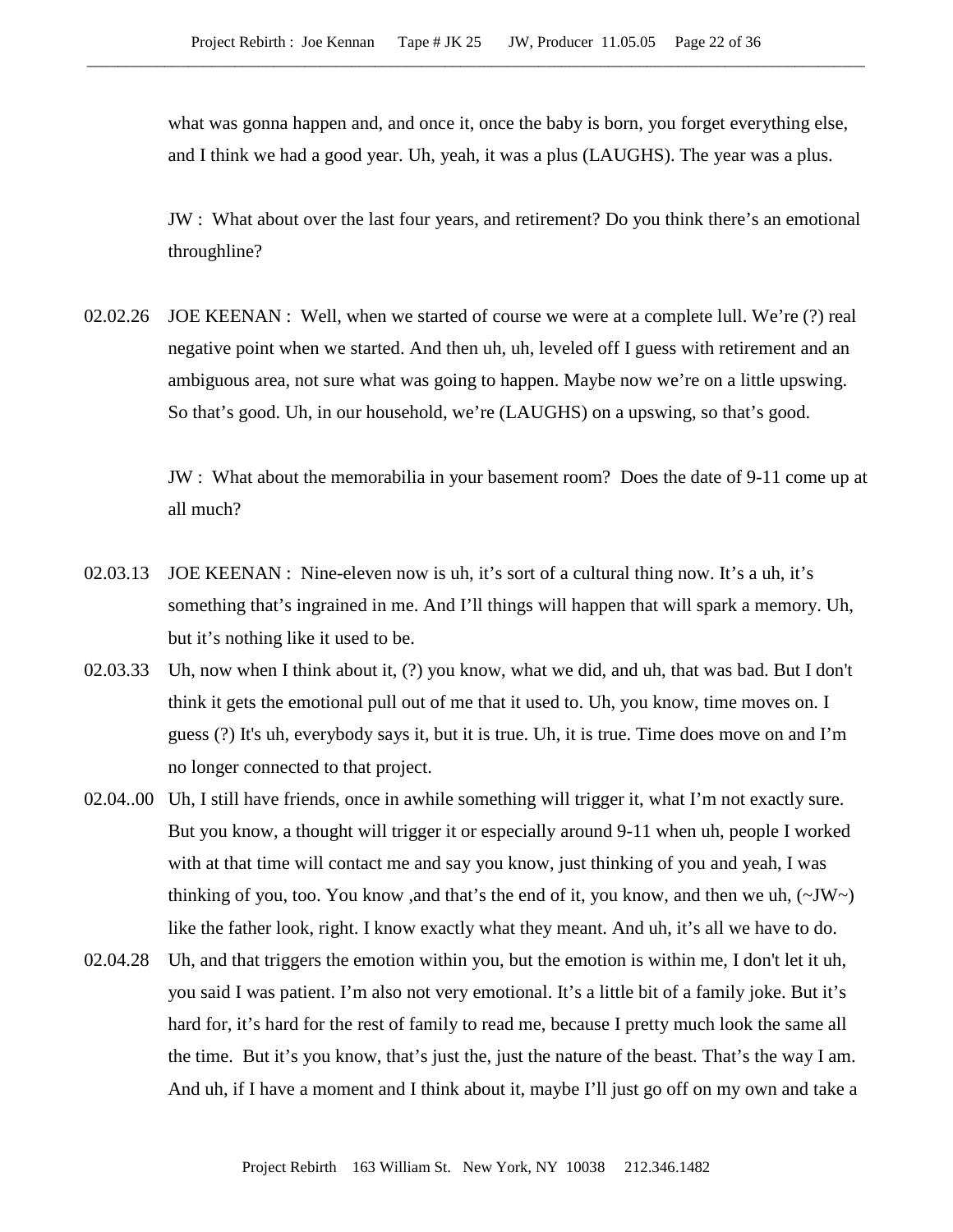what was gonna happen and, and once it, once the baby is born, you forget everything else, and I think we had a good year. Uh, yeah, it was a plus (LAUGHS). The year was a plus.

JW : What about over the last four years, and retirement? Do you think there's an emotional throughline?

02.02.26 JOE KEENAN : Well, when we started of course we were at a complete lull. We're (?) real negative point when we started. And then uh, uh, leveled off I guess with retirement and an ambiguous area, not sure what was going to happen. Maybe now we're on a little upswing. So that's good. Uh, in our household, we're (LAUGHS) on a upswing, so that's good.

JW : What about the memorabilia in your basement room? Does the date of 9-11 come up at all much?

02.03.13 JOE KEENAN : Nine-eleven now is uh, it's sort of a cultural thing now. It's a uh, it's something that's ingrained in me. And I'll things will happen that will spark a memory. Uh, but it's nothing like it used to be.

02.03.33 Uh, now when I think about it, (?) you know, what we did, and uh, that was bad. But I don't think it gets the emotional pull out of me that it used to. Uh, you know, time moves on. I guess (?) It's uh, everybody says it, but it is true. Uh, it is true. Time does move on and I'm no longer connected to that project.

02.04..00 Uh, I still have friends, once in awhile something will trigger it, what I'm not exactly sure. But you know, a thought will trigger it or especially around 9-11 when uh, people I worked with at that time will contact me and say you know, just thinking of you and yeah, I was thinking of you, too. You know ,and that's the end of it, you know, and then we uh, (~JW~) like the father look, right. I know exactly what they meant. And uh, it's all we have to do.

02.04.28 Uh, and that triggers the emotion within you, but the emotion is within me, I don't let it uh, you said I was patient. I'm also not very emotional. It's a little bit of a family joke. But it's hard for, it's hard for the rest of family to read me, because I pretty much look the same all the time. But it's you know, that's just the, just the nature of the beast. That's the way I am. And uh, if I have a moment and I think about it, maybe I'll just go off on my own and take a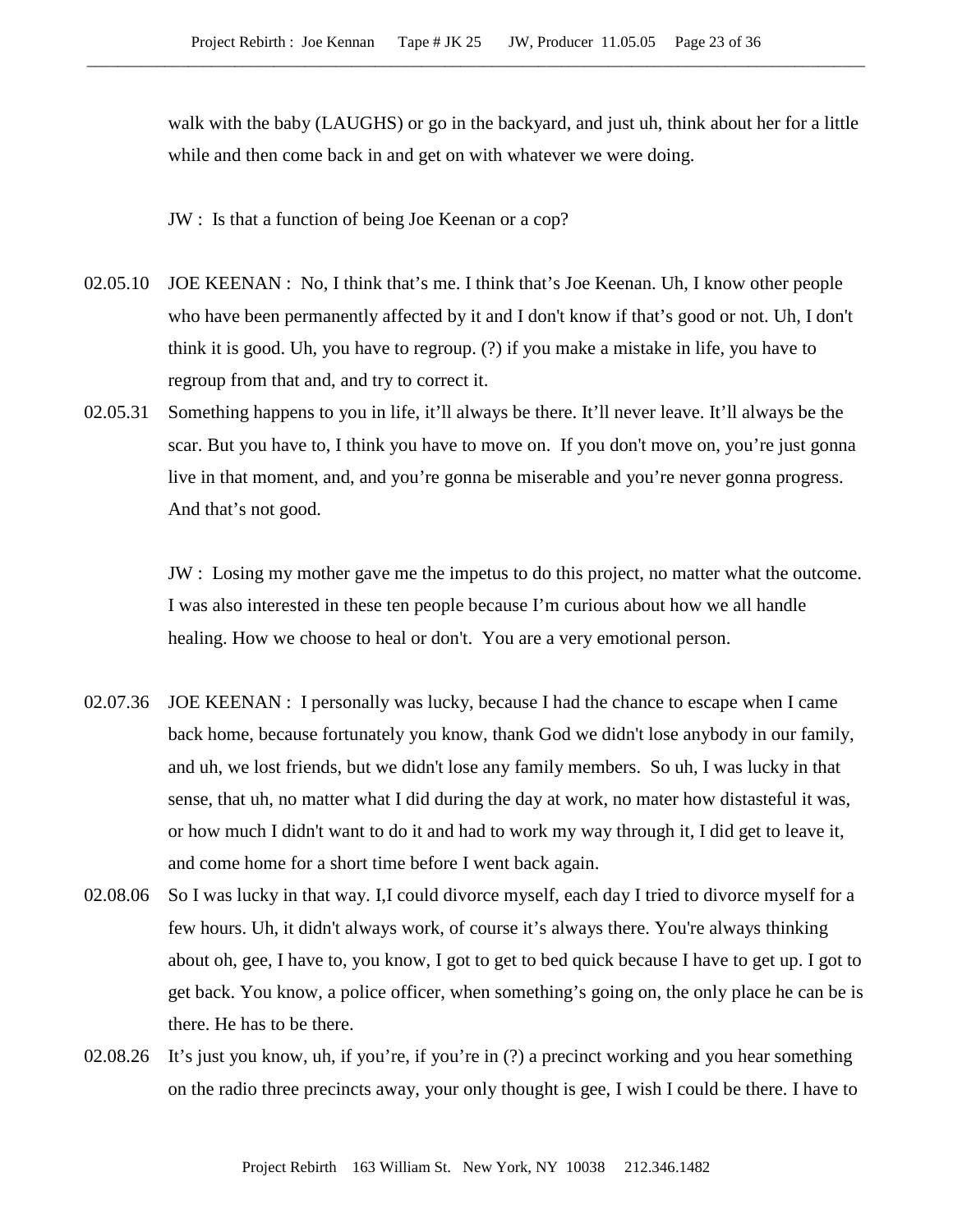walk with the baby (LAUGHS) or go in the backyard, and just uh, think about her for a little while and then come back in and get on with whatever we were doing.

JW : Is that a function of being Joe Keenan or a cop?

02.05.10 JOE KEENAN : No, I think that's me. I think that's Joe Keenan. Uh, I know other people who have been permanently affected by it and I don't know if that's good or not. Uh, I don't think it is good. Uh, you have to regroup. (?) if you make a mistake in life, you have to regroup from that and, and try to correct it.

02.05.31 Something happens to you in life, it'll always be there. It'll never leave. It'll always be the scar. But you have to, I think you have to move on. If you don't move on, you're just gonna live in that moment, and, and you're gonna be miserable and you're never gonna progress. And that's not good.

JW : Losing my mother gave me the impetus to do this project, no matter what the outcome. I was also interested in these ten people because I'm curious about how we all handle healing. How we choose to heal or don't. You are a very emotional person.

02.07.36 JOE KEENAN : I personally was lucky, because I had the chance to escape when I came back home, because fortunately you know, thank God we didn't lose anybody in our family, and uh, we lost friends, but we didn't lose any family members. So uh, I was lucky in that sense, that uh, no matter what I did during the day at work, no mater how distasteful it was, or how much I didn't want to do it and had to work my way through it, I did get to leave it, and come home for a short time before I went back again.

02.08.06 So I was lucky in that way. I,I could divorce myself, each day I tried to divorce myself for a few hours. Uh, it didn't always work, of course it's always there. You're always thinking about oh, gee, I have to, you know, I got to get to bed quick because I have to get up. I got to get back. You know, a police officer, when something's going on, the only place he can be is there. He has to be there.

02.08.26 It's just you know, uh, if you're, if you're in (?) a precinct working and you hear something on the radio three precincts away, your only thought is gee, I wish I could be there. I have to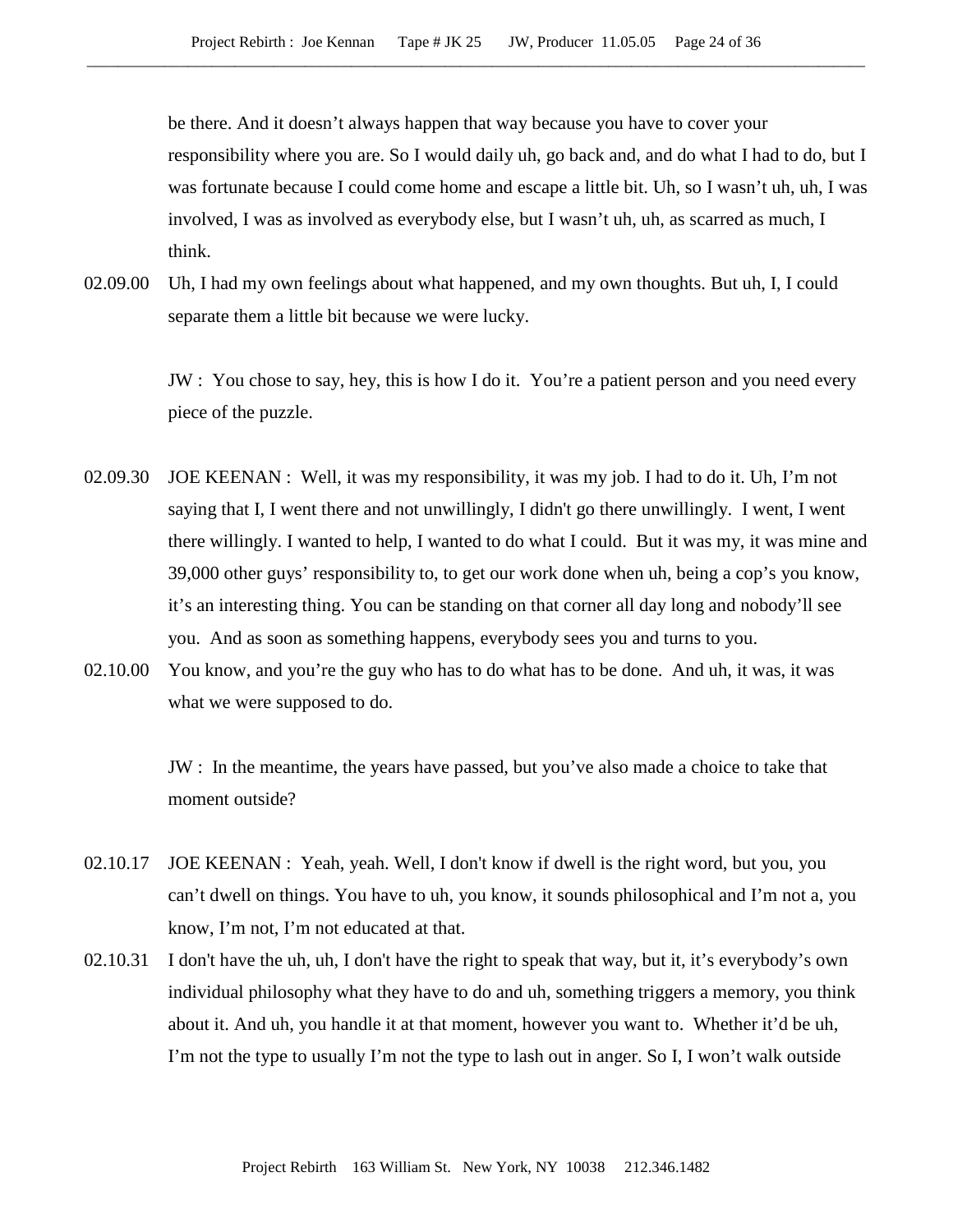be there. And it doesn't always happen that way because you have to cover your responsibility where you are. So I would daily uh, go back and, and do what I had to do, but I was fortunate because I could come home and escape a little bit. Uh, so I wasn't uh, uh, I was involved, I was as involved as everybody else, but I wasn't uh, uh, as scarred as much, I think.

02.09.00 Uh, I had my own feelings about what happened, and my own thoughts. But uh, I, I could separate them a little bit because we were lucky.

JW : You chose to say, hey, this is how I do it. You're a patient person and you need every piece of the puzzle.

02.09.30 JOE KEENAN : Well, it was my responsibility, it was my job. I had to do it. Uh, I'm not saying that I, I went there and not unwillingly, I didn't go there unwillingly. I went, I went there willingly. I wanted to help, I wanted to do what I could. But it was my, it was mine and 39,000 other guys' responsibility to, to get our work done when uh, being a cop's you know, it's an interesting thing. You can be standing on that corner all day long and nobody'll see you. And as soon as something happens, everybody sees you and turns to you.

02.10.00 You know, and you're the guy who has to do what has to be done. And uh, it was, it was what we were supposed to do.

JW : In the meantime, the years have passed, but you've also made a choice to take that moment outside?

02.10.17 JOE KEENAN : Yeah, yeah. Well, I don't know if dwell is the right word, but you, you can't dwell on things. You have to uh, you know, it sounds philosophical and I'm not a, you know, I'm not, I'm not educated at that.

02.10.31 I don't have the uh, uh, I don't have the right to speak that way, but it, it's everybody's own individual philosophy what they have to do and uh, something triggers a memory, you think about it. And uh, you handle it at that moment, however you want to. Whether it'd be uh, I'm not the type to usually I'm not the type to lash out in anger. So I, I won't walk outside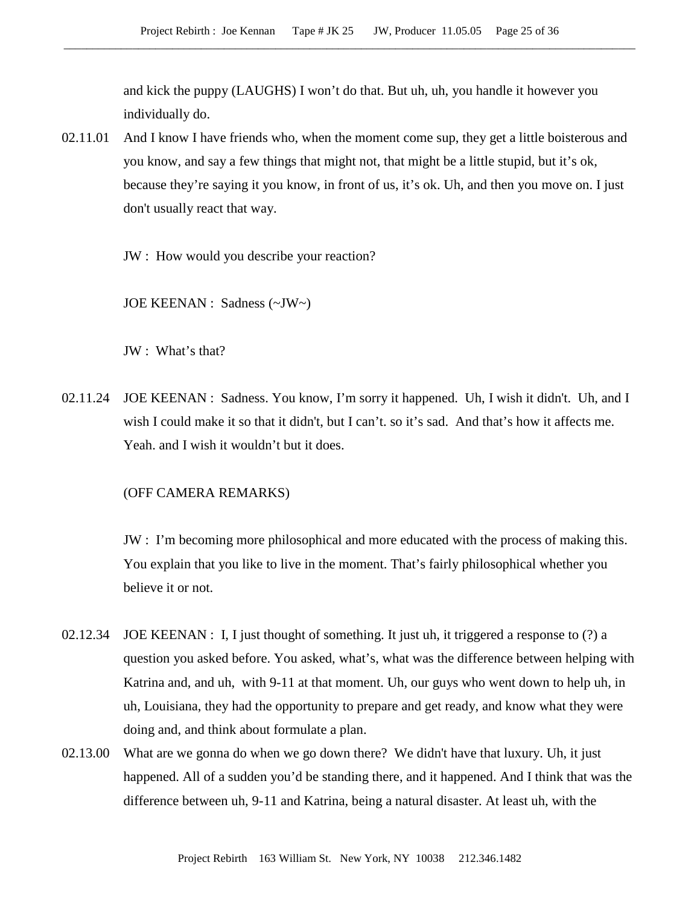and kick the puppy (LAUGHS) I won't do that. But uh, uh, you handle it however you individually do.

02.11.01 And I know I have friends who, when the moment come sup, they get a little boisterous and you know, and say a few things that might not, that might be a little stupid, but it's ok, because they're saying it you know, in front of us, it's ok. Uh, and then you move on. I just don't usually react that way.

JW : How would you describe your reaction?

JOE KEENAN : Sadness (~JW~)

JW : What's that?

02.11.24 JOE KEENAN : Sadness. You know, I'm sorry it happened. Uh, I wish it didn't. Uh, and I wish I could make it so that it didn't, but I can't. so it's sad. And that's how it affects me. Yeah. and I wish it wouldn't but it does.

(OFF CAMERA REMARKS)

JW : I'm becoming more philosophical and more educated with the process of making this. You explain that you like to live in the moment. That's fairly philosophical whether you believe it or not.

02.12.34 JOE KEENAN : I, I just thought of something. It just uh, it triggered a response to (?) a question you asked before. You asked, what's, what was the difference between helping with Katrina and, and uh, with 9-11 at that moment. Uh, our guys who went down to help uh, in uh, Louisiana, they had the opportunity to prepare and get ready, and know what they were doing and, and think about formulate a plan.

02.13.00 What are we gonna do when we go down there? We didn't have that luxury. Uh, it just happened. All of a sudden you'd be standing there, and it happened. And I think that was the difference between uh, 9-11 and Katrina, being a natural disaster. At least uh, with the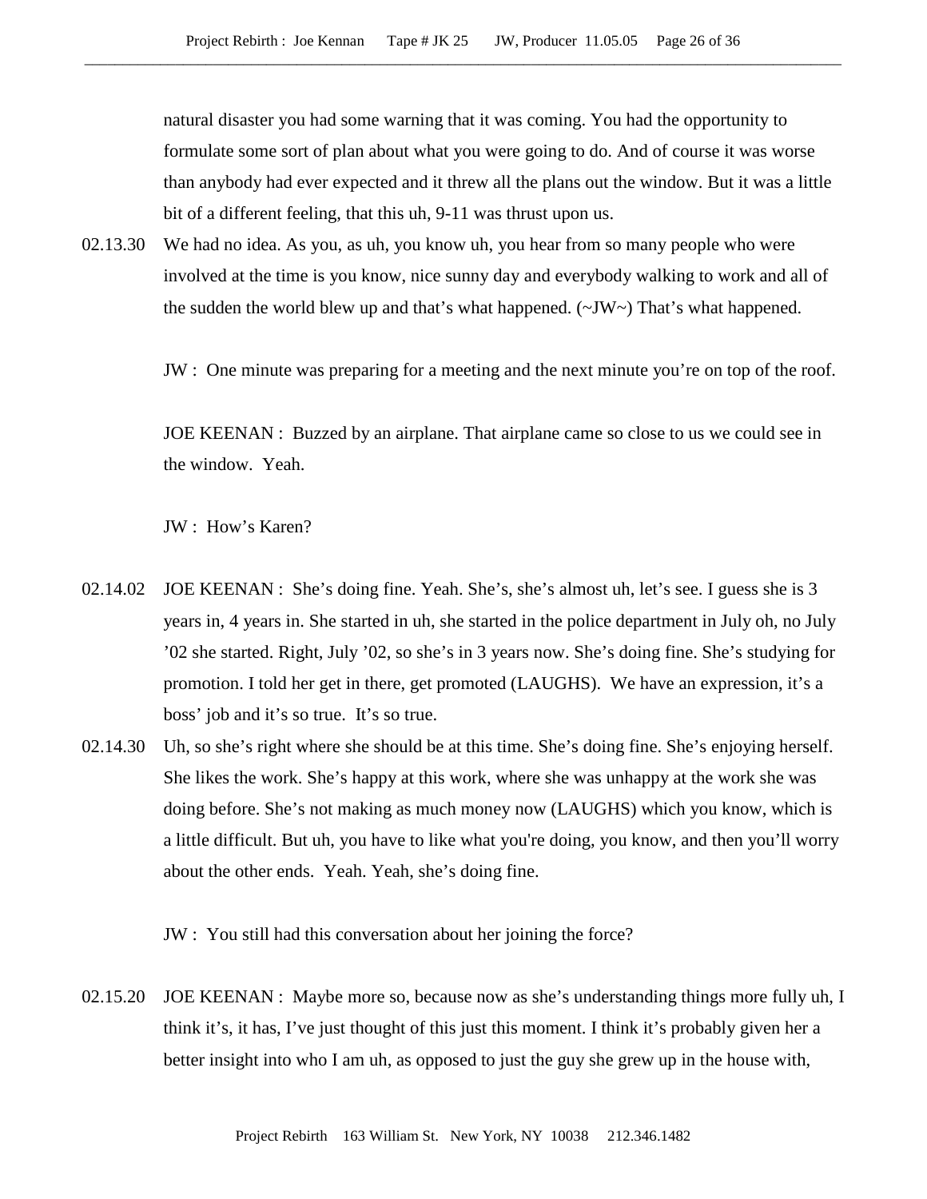natural disaster you had some warning that it was coming. You had the opportunity to formulate some sort of plan about what you were going to do. And of course it was worse than anybody had ever expected and it threw all the plans out the window. But it was a little bit of a different feeling, that this uh, 9-11 was thrust upon us.

02.13.30 We had no idea. As you, as uh, you know uh, you hear from so many people who were involved at the time is you know, nice sunny day and everybody walking to work and all of the sudden the world blew up and that's what happened. (~JW~) That's what happened.

JW : One minute was preparing for a meeting and the next minute you're on top of the roof.

JOE KEENAN : Buzzed by an airplane. That airplane came so close to us we could see in the window. Yeah.

JW : How's Karen?

02.14.02 JOE KEENAN : She's doing fine. Yeah. She's, she's almost uh, let's see. I guess she is 3 years in, 4 years in. She started in uh, she started in the police department in July oh, no July '02 she started. Right, July '02, so she's in 3 years now. She's doing fine. She's studying for promotion. I told her get in there, get promoted (LAUGHS). We have an expression, it's a boss' job and it's so true. It's so true.

02.14.30 Uh, so she's right where she should be at this time. She's doing fine. She's enjoying herself. She likes the work. She's happy at this work, where she was unhappy at the work she was doing before. She's not making as much money now (LAUGHS) which you know, which is a little difficult. But uh, you have to like what you're doing, you know, and then you'll worry about the other ends. Yeah. Yeah, she's doing fine.

JW : You still had this conversation about her joining the force?

02.15.20 JOE KEENAN : Maybe more so, because now as she's understanding things more fully uh, I think it's, it has, I've just thought of this just this moment. I think it's probably given her a better insight into who I am uh, as opposed to just the guy she grew up in the house with,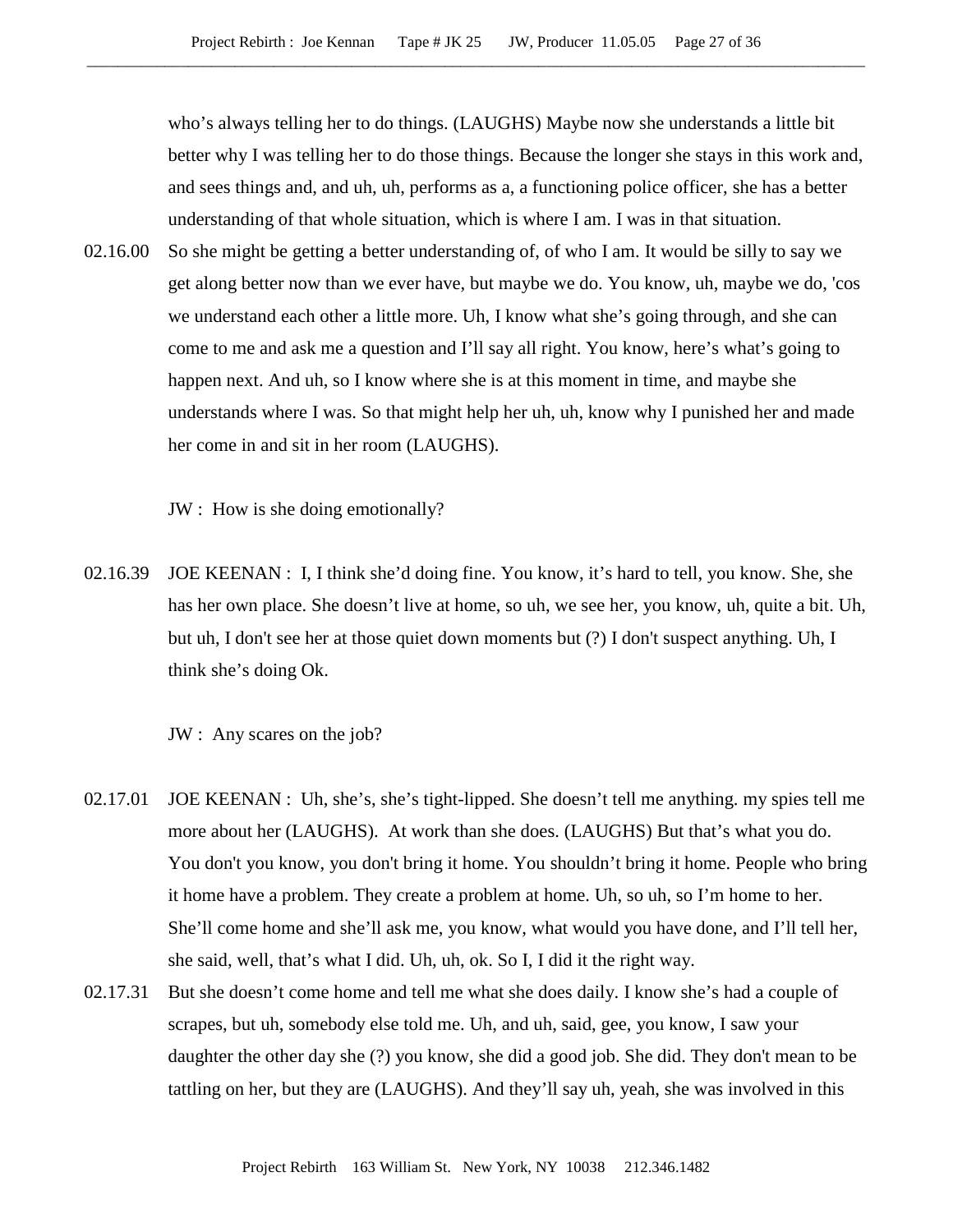who's always telling her to do things. (LAUGHS) Maybe now she understands a little bit better why I was telling her to do those things. Because the longer she stays in this work and, and sees things and, and uh, uh, performs as a, a functioning police officer, she has a better understanding of that whole situation, which is where I am. I was in that situation.

02.16.00 So she might be getting a better understanding of, of who I am. It would be silly to say we get along better now than we ever have, but maybe we do. You know, uh, maybe we do, 'cos we understand each other a little more. Uh, I know what she's going through, and she can come to me and ask me a question and I'll say all right. You know, here's what's going to happen next. And uh, so I know where she is at this moment in time, and maybe she understands where I was. So that might help her uh, uh, know why I punished her and made her come in and sit in her room (LAUGHS).

JW : How is she doing emotionally?

02.16.39 JOE KEENAN : I, I think she'd doing fine. You know, it's hard to tell, you know. She, she has her own place. She doesn't live at home, so uh, we see her, you know, uh, quite a bit. Uh, but uh, I don't see her at those quiet down moments but (?) I don't suspect anything. Uh, I think she's doing Ok.

JW : Any scares on the job?

02.17.01 JOE KEENAN : Uh, she's, she's tight-lipped. She doesn't tell me anything. my spies tell me more about her (LAUGHS). At work than she does. (LAUGHS) But that's what you do. You don't you know, you don't bring it home. You shouldn't bring it home. People who bring it home have a problem. They create a problem at home. Uh, so uh, so I'm home to her. She'll come home and she'll ask me, you know, what would you have done, and I'll tell her, she said, well, that's what I did. Uh, uh, ok. So I, I did it the right way.

02.17.31 But she doesn't come home and tell me what she does daily. I know she's had a couple of scrapes, but uh, somebody else told me. Uh, and uh, said, gee, you know, I saw your daughter the other day she (?) you know, she did a good job. She did. They don't mean to be tattling on her, but they are (LAUGHS). And they'll say uh, yeah, she was involved in this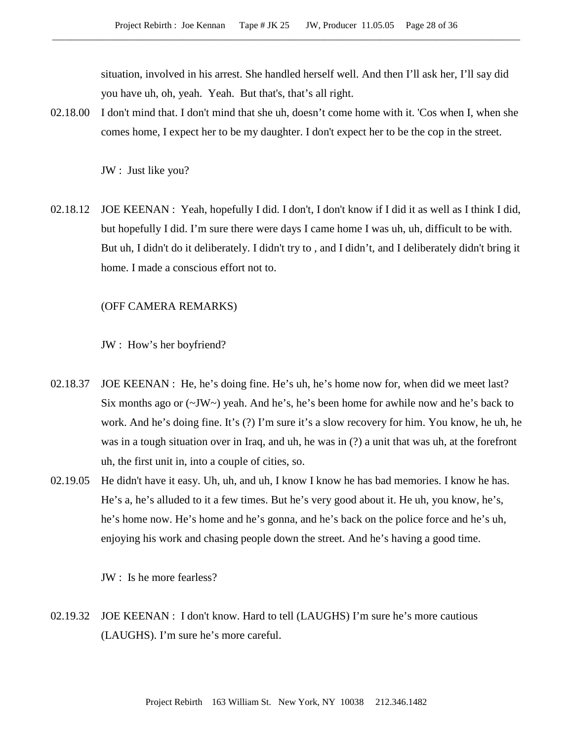situation, involved in his arrest. She handled herself well. And then I'll ask her, I'll say did you have uh, oh, yeah. Yeah. But that's, that's all right.

02.18.00 I don't mind that. I don't mind that she uh, doesn't come home with it. 'Cos when I, when she comes home, I expect her to be my daughter. I don't expect her to be the cop in the street.

JW : Just like you?

02.18.12 JOE KEENAN : Yeah, hopefully I did. I don't, I don't know if I did it as well as I think I did, but hopefully I did. I'm sure there were days I came home I was uh, uh, difficult to be with. But uh, I didn't do it deliberately. I didn't try to , and I didn't, and I deliberately didn't bring it home. I made a conscious effort not to.

(OFF CAMERA REMARKS)

JW : How's her boyfriend?

02.18.37 JOE KEENAN : He, he's doing fine. He's uh, he's home now for, when did we meet last? Six months ago or (~JW~) yeah. And he's, he's been home for awhile now and he's back to work. And he's doing fine. It's (?) I'm sure it's a slow recovery for him. You know, he uh, he was in a tough situation over in Iraq, and uh, he was in (?) a unit that was uh, at the forefront uh, the first unit in, into a couple of cities, so.

02.19.05 He didn't have it easy. Uh, uh, and uh, I know I know he has bad memories. I know he has. He's a, he's alluded to it a few times. But he's very good about it. He uh, you know, he's, he's home now. He's home and he's gonna, and he's back on the police force and he's uh, enjoying his work and chasing people down the street. And he's having a good time.

JW : Is he more fearless?

02.19.32 JOE KEENAN : I don't know. Hard to tell (LAUGHS) I'm sure he's more cautious (LAUGHS). I'm sure he's more careful.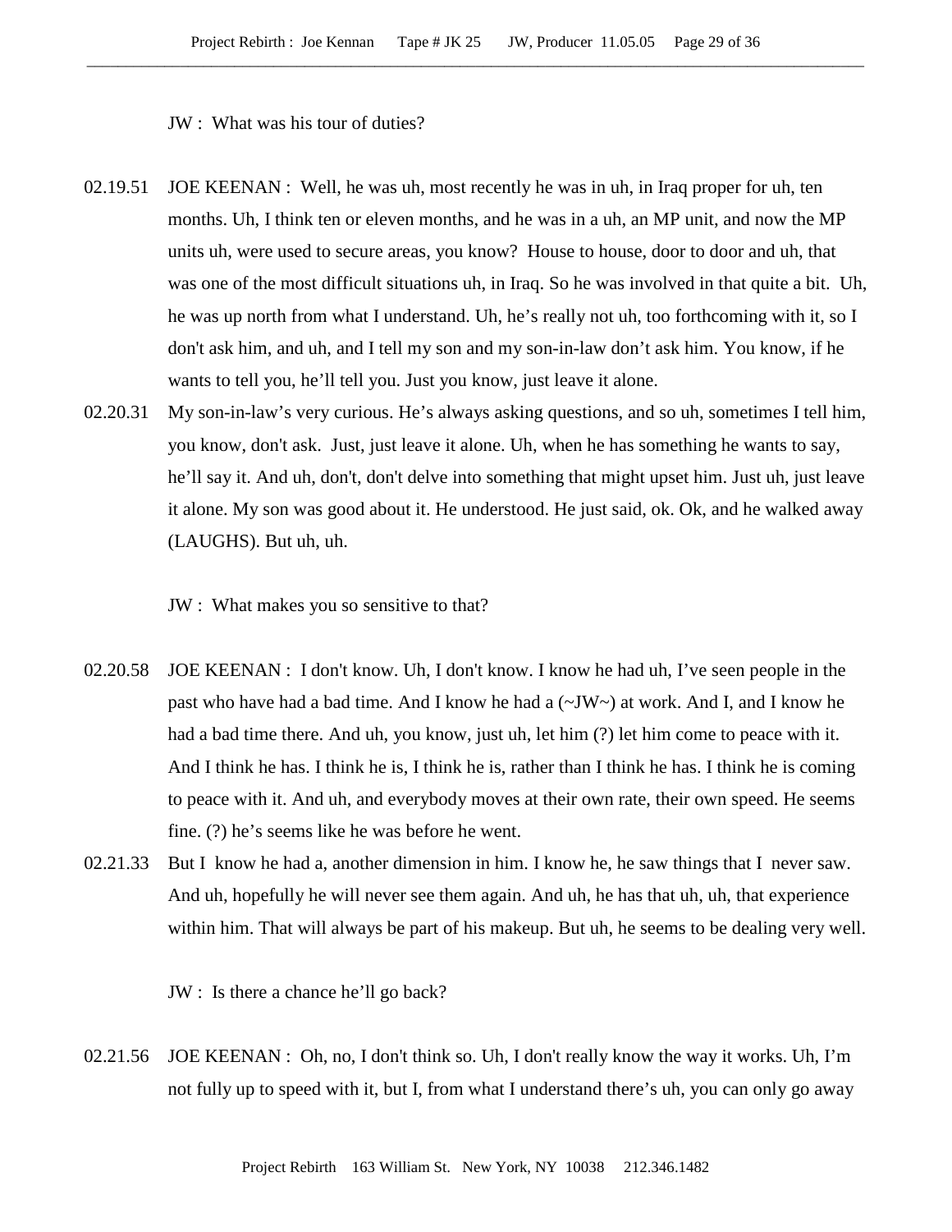JW : What was his tour of duties?

02.19.51 JOE KEENAN : Well, he was uh, most recently he was in uh, in Iraq proper for uh, ten months. Uh, I think ten or eleven months, and he was in a uh, an MP unit, and now the MP units uh, were used to secure areas, you know? House to house, door to door and uh, that was one of the most difficult situations uh, in Iraq. So he was involved in that quite a bit. Uh, he was up north from what I understand. Uh, he's really not uh, too forthcoming with it, so I don't ask him, and uh, and I tell my son and my son-in-law don't ask him. You know, if he wants to tell you, he'll tell you. Just you know, just leave it alone.

02.20.31 My son-in-law's very curious. He's always asking questions, and so uh, sometimes I tell him, you know, don't ask. Just, just leave it alone. Uh, when he has something he wants to say, he'll say it. And uh, don't, don't delve into something that might upset him. Just uh, just leave it alone. My son was good about it. He understood. He just said, ok. Ok, and he walked away (LAUGHS). But uh, uh.

JW : What makes you so sensitive to that?

02.20.58 JOE KEENAN : I don't know. Uh, I don't know. I know he had uh, I've seen people in the past who have had a bad time. And I know he had a (~JW~) at work. And I, and I know he had a bad time there. And uh, you know, just uh, let him (?) let him come to peace with it. And I think he has. I think he is, I think he is, rather than I think he has. I think he is coming to peace with it. And uh, and everybody moves at their own rate, their own speed. He seems fine. (?) he's seems like he was before he went.

02.21.33 But I know he had a, another dimension in him. I know he, he saw things that I never saw. And uh, hopefully he will never see them again. And uh, he has that uh, uh, that experience within him. That will always be part of his makeup. But uh, he seems to be dealing very well.

JW : Is there a chance he'll go back?

02.21.56 JOE KEENAN : Oh, no, I don't think so. Uh, I don't really know the way it works. Uh, I'm not fully up to speed with it, but I, from what I understand there's uh, you can only go away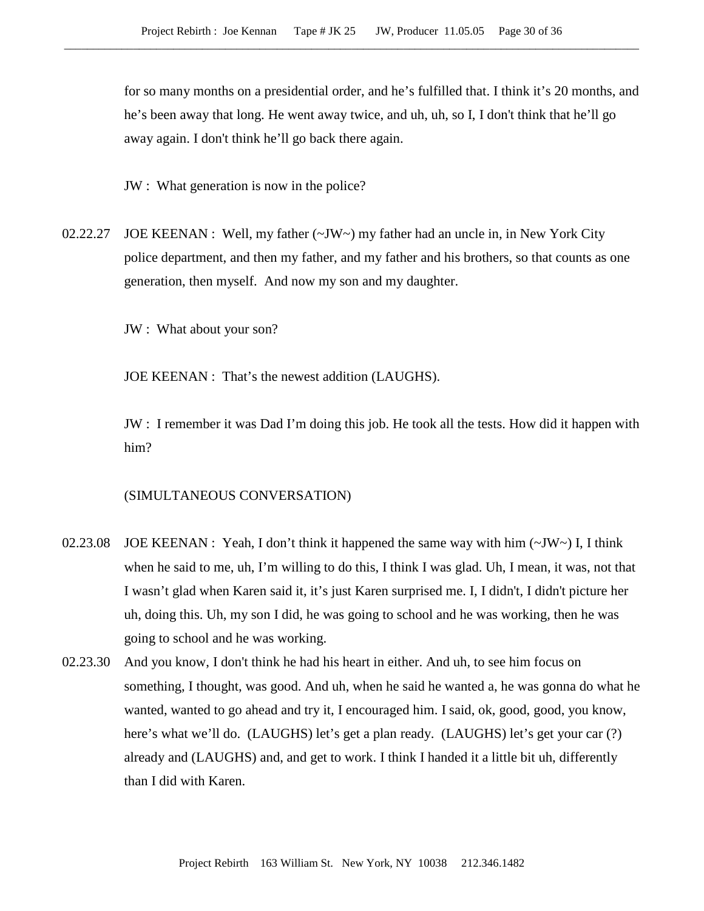for so many months on a presidential order, and he's fulfilled that. I think it's 20 months, and he's been away that long. He went away twice, and uh, uh, so I, I don't think that he'll go away again. I don't think he'll go back there again.

JW : What generation is now in the police?

02.22.27 JOE KEENAN : Well, my father (~JW~) my father had an uncle in, in New York City police department, and then my father, and my father and his brothers, so that counts as one generation, then myself. And now my son and my daughter.

JW : What about your son?

JOE KEENAN : That's the newest addition (LAUGHS).

JW : I remember it was Dad I'm doing this job. He took all the tests. How did it happen with him?

(SIMULTANEOUS CONVERSATION)

02.23.08 JOE KEENAN : Yeah, I don't think it happened the same way with him (~JW~) I, I think when he said to me, uh, I'm willing to do this, I think I was glad. Uh, I mean, it was, not that I wasn't glad when Karen said it, it's just Karen surprised me. I, I didn't, I didn't picture her uh, doing this. Uh, my son I did, he was going to school and he was working, then he was going to school and he was working.

02.23.30 And you know, I don't think he had his heart in either. And uh, to see him focus on something, I thought, was good. And uh, when he said he wanted a, he was gonna do what he wanted, wanted to go ahead and try it, I encouraged him. I said, ok, good, good, you know, here's what we'll do. (LAUGHS) let's get a plan ready. (LAUGHS) let's get your car (?) already and (LAUGHS) and, and get to work. I think I handed it a little bit uh, differently than I did with Karen.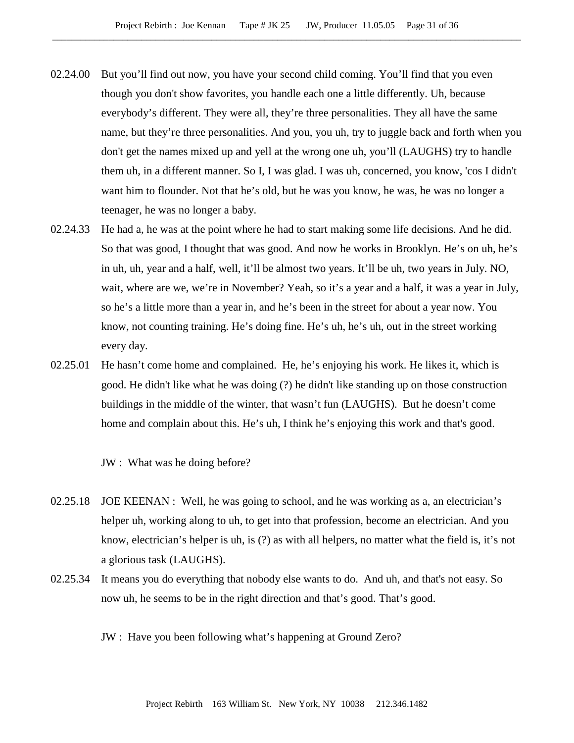02.24.00 But you’ll find out now, you have your second child coming. You’ll find that you even though you don't show favorites, you handle each one a little differently. Uh, because everybody’s different. They were all, they’re three personalities. They all have the same name, but they’re three personalities. And you, you uh, try to juggle back and forth when you don't get the names mixed up and yell at the wrong one uh, you’ll (LAUGHS) try to handle them uh, in a different manner. So I, I was glad. I was uh, concerned, you know, 'cos I didn't want him to flounder. Not that he’s old, but he was you know, he was, he was no longer a teenager, he was no longer a baby.

02.24.33 He had a, he was at the point where he had to start making some life decisions. And he did. So that was good, I thought that was good. And now he works in Brooklyn. He’s on uh, he’s in uh, uh, year and a half, well, it’ll be almost two years. It’ll be uh, two years in July. NO, wait, where are we, we’re in November? Yeah, so it’s a year and a half, it was a year in July, so he’s a little more than a year in, and he’s been in the street for about a year now. You know, not counting training. He’s doing fine. He’s uh, he’s uh, out in the street working every day.

02.25.01 He hasn’t come home and complained. He, he’s enjoying his work. He likes it, which is good. He didn't like what he was doing (?) he didn't like standing up on those construction buildings in the middle of the winter, that wasn’t fun (LAUGHS). But he doesn’t come home and complain about this. He’s uh, I think he’s enjoying this work and that's good.

JW : What was he doing before?

02.25.18 JOE KEENAN : Well, he was going to school, and he was working as a, an electrician’s helper uh, working along to uh, to get into that profession, become an electrician. And you know, electrician’s helper is uh, is (?) as with all helpers, no matter what the field is, it’s not a glorious task (LAUGHS).

02.25.34 It means you do everything that nobody else wants to do. And uh, and that's not easy. So now uh, he seems to be in the right direction and that’s good. That’s good.

JW : Have you been following what’s happening at Ground Zero?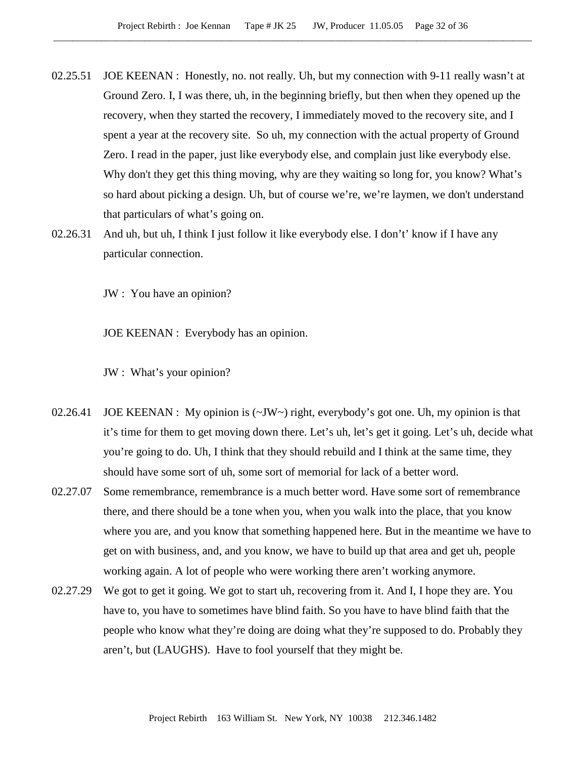02.25.51 JOE KEENAN : Honestly, no. not really. Uh, but my connection with 9-11 really wasn't at Ground Zero. I, I was there, uh, in the beginning briefly, but then when they opened up the recovery, when they started the recovery, I immediately moved to the recovery site, and I spent a year at the recovery site. So uh, my connection with the actual property of Ground Zero. I read in the paper, just like everybody else, and complain just like everybody else. Why don't they get this thing moving, why are they waiting so long for, you know? What's so hard about picking a design. Uh, but of course we're, we're laymen, we don't understand that particulars of what's going on.

02.26.31 And uh, but uh, I think I just follow it like everybody else. I don't' know if I have any particular connection.

JW : You have an opinion?

JOE KEENAN : Everybody has an opinion.

JW : What's your opinion?

02.26.41 JOE KEENAN : My opinion is (~JW~) right, everybody's got one. Uh, my opinion is that it's time for them to get moving down there. Let's uh, let's get it going. Let's uh, decide what you're going to do. Uh, I think that they should rebuild and I think at the same time, they should have some sort of uh, some sort of memorial for lack of a better word.

02.27.07 Some remembrance, remembrance is a much better word. Have some sort of remembrance there, and there should be a tone when you, when you walk into the place, that you know where you are, and you know that something happened here. But in the meantime we have to get on with business, and, and you know, we have to build up that area and get uh, people working again. A lot of people who were working there aren't working anymore.

02.27.29 We got to get it going. We got to start uh, recovering from it. And I, I hope they are. You have to, you have to sometimes have blind faith. So you have to have blind faith that the people who know what they're doing are doing what they're supposed to do. Probably they aren't, but (LAUGHS). Have to fool yourself that they might be.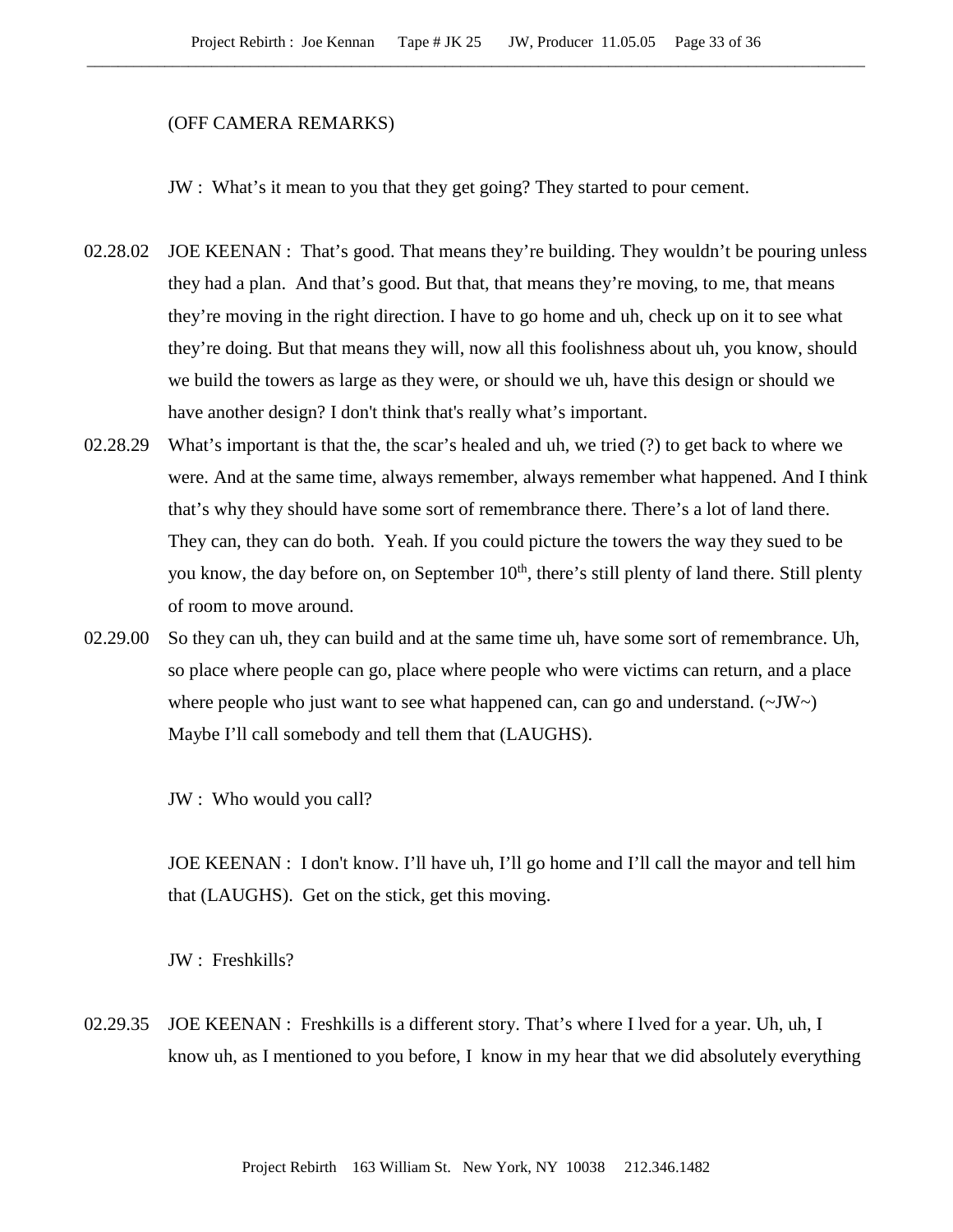(OFF CAMERA REMARKS)

JW : What's it mean to you that they get going? They started to pour cement.

02.28.02 JOE KEENAN : That's good. That means they're building. They wouldn't be pouring unless they had a plan. And that's good. But that, that means they're moving, to me, that means they're moving in the right direction. I have to go home and uh, check up on it to see what they're doing. But that means they will, now all this foolishness about uh, you know, should we build the towers as large as they were, or should we uh, have this design or should we have another design? I don't think that's really what's important.

02.28.29 What's important is that the, the scar's healed and uh, we tried (?) to get back to where we were. And at the same time, always remember, always remember what happened. And I think that's why they should have some sort of remembrance there. There's a lot of land there. They can, they can do both. Yeah. If you could picture the towers the way they sued to be you know, the day before on, on September 10th, there's still plenty of land there. Still plenty of room to move around.

02.29.00 So they can uh, they can build and at the same time uh, have some sort of remembrance. Uh, so place where people can go, place where people who were victims can return, and a place where people who just want to see what happened can, can go and understand. (~JW~) Maybe I'll call somebody and tell them that (LAUGHS).

JW : Who would you call?

JOE KEENAN : I don't know. I'll have uh, I'll go home and I'll call the mayor and tell him that (LAUGHS). Get on the stick, get this moving.

JW : Freshkills?

02.29.35 JOE KEENAN : Freshkills is a different story. That's where I lved for a year. Uh, uh, I know uh, as I mentioned to you before, I know in my hear that we did absolutely everything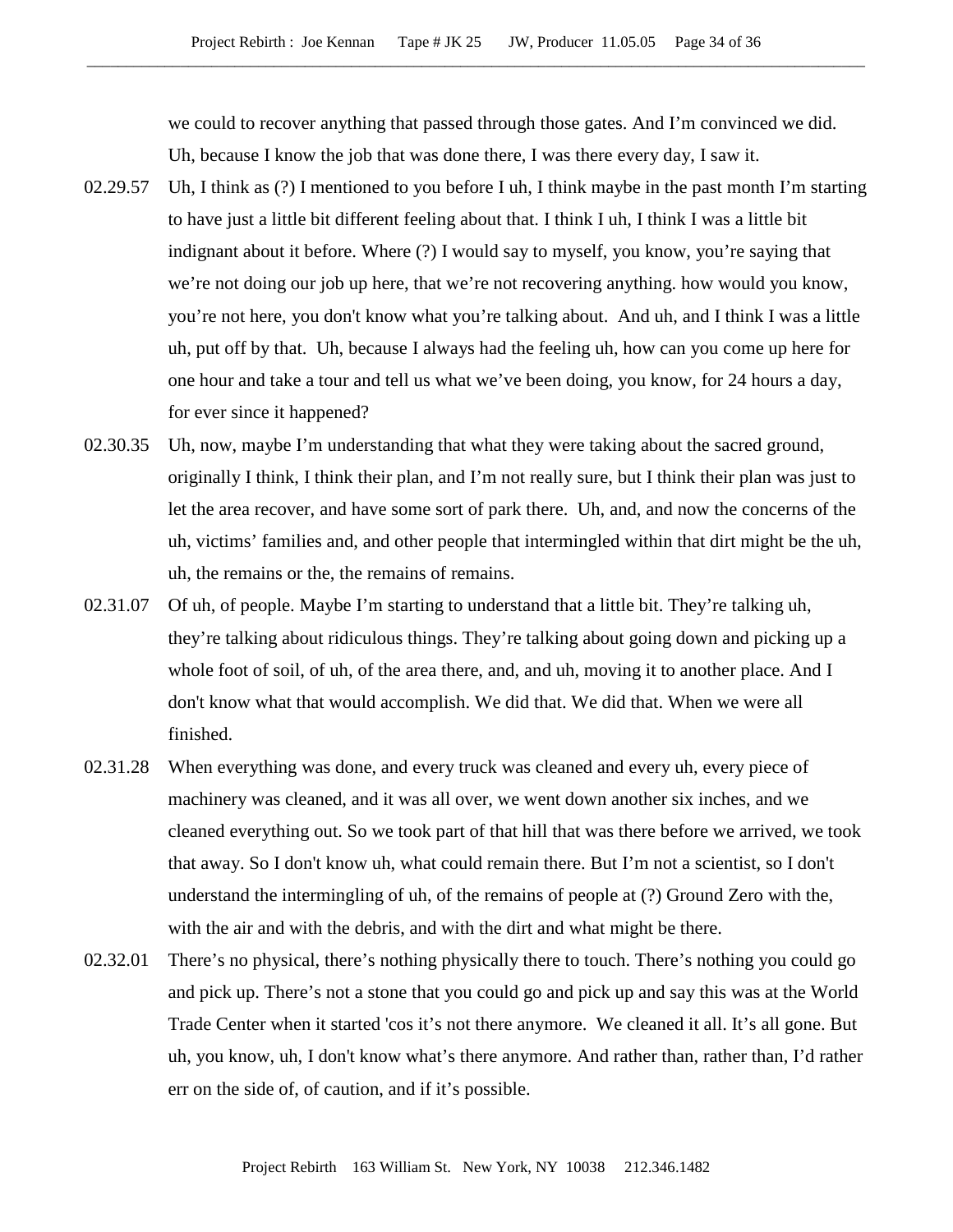we could to recover anything that passed through those gates. And I'm convinced we did. Uh, because I know the job that was done there, I was there every day, I saw it.

02.29.57 Uh, I think as (?) I mentioned to you before I uh, I think maybe in the past month I'm starting to have just a little bit different feeling about that. I think I uh, I think I was a little bit indignant about it before. Where (?) I would say to myself, you know, you're saying that we're not doing our job up here, that we're not recovering anything. how would you know, you're not here, you don't know what you're talking about. And uh, and I think I was a little uh, put off by that. Uh, because I always had the feeling uh, how can you come up here for one hour and take a tour and tell us what we've been doing, you know, for 24 hours a day, for ever since it happened?

02.30.35 Uh, now, maybe I'm understanding that what they were taking about the sacred ground, originally I think, I think their plan, and I'm not really sure, but I think their plan was just to let the area recover, and have some sort of park there. Uh, and, and now the concerns of the uh, victims' families and, and other people that intermingled within that dirt might be the uh, uh, the remains or the, the remains of remains.

02.31.07 Of uh, of people. Maybe I'm starting to understand that a little bit. They're talking uh, they're talking about ridiculous things. They're talking about going down and picking up a whole foot of soil, of uh, of the area there, and, and uh, moving it to another place. And I don't know what that would accomplish. We did that. We did that. When we were all finished.

02.31.28 When everything was done, and every truck was cleaned and every uh, every piece of machinery was cleaned, and it was all over, we went down another six inches, and we cleaned everything out. So we took part of that hill that was there before we arrived, we took that away. So I don't know uh, what could remain there. But I'm not a scientist, so I don't understand the intermingling of uh, of the remains of people at (?) Ground Zero with the, with the air and with the debris, and with the dirt and what might be there.

02.32.01 There's no physical, there's nothing physically there to touch. There's nothing you could go and pick up. There's not a stone that you could go and pick up and say this was at the World Trade Center when it started 'cos it's not there anymore. We cleaned it all. It's all gone. But uh, you know, uh, I don't know what's there anymore. And rather than, rather than, I'd rather err on the side of, of caution, and if it's possible.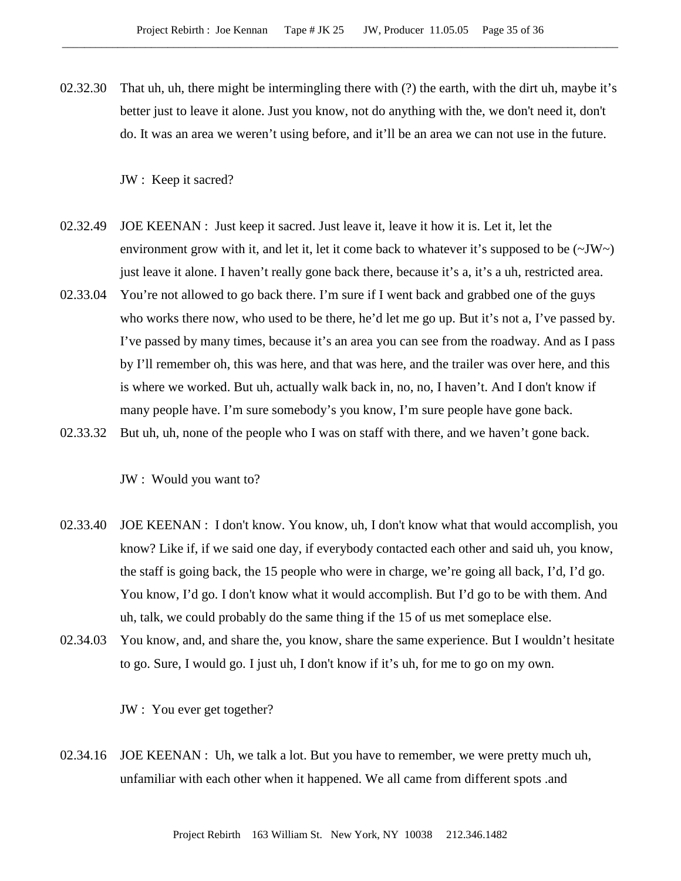02.32.30 That uh, uh, there might be intermingling there with (?) the earth, with the dirt uh, maybe it's better just to leave it alone. Just you know, not do anything with the, we don't need it, don't do. It was an area we weren't using before, and it'll be an area we can not use in the future.

JW : Keep it sacred?

02.32.49 JOE KEENAN : Just keep it sacred. Just leave it, leave it how it is. Let it, let the environment grow with it, and let it, let it come back to whatever it's supposed to be (~JW~) just leave it alone. I haven't really gone back there, because it's a, it's a uh, restricted area.

02.33.04 You're not allowed to go back there. I'm sure if I went back and grabbed one of the guys who works there now, who used to be there, he'd let me go up. But it's not a, I've passed by. I've passed by many times, because it's an area you can see from the roadway. And as I pass by I'll remember oh, this was here, and that was here, and the trailer was over here, and this is where we worked. But uh, actually walk back in, no, no, I haven't. And I don't know if many people have. I'm sure somebody's you know, I'm sure people have gone back.

02.33.32 But uh, uh, none of the people who I was on staff with there, and we haven't gone back.

JW : Would you want to?

02.33.40 JOE KEENAN : I don't know. You know, uh, I don't know what that would accomplish, you know? Like if, if we said one day, if everybody contacted each other and said uh, you know, the staff is going back, the 15 people who were in charge, we're going all back, I'd, I'd go. You know, I'd go. I don't know what it would accomplish. But I'd go to be with them. And uh, talk, we could probably do the same thing if the 15 of us met someplace else.

02.34.03 You know, and, and share the, you know, share the same experience. But I wouldn't hesitate to go. Sure, I would go. I just uh, I don't know if it's uh, for me to go on my own.

JW : You ever get together?

02.34.16 JOE KEENAN : Uh, we talk a lot. But you have to remember, we were pretty much uh, unfamiliar with each other when it happened. We all came from different spots .and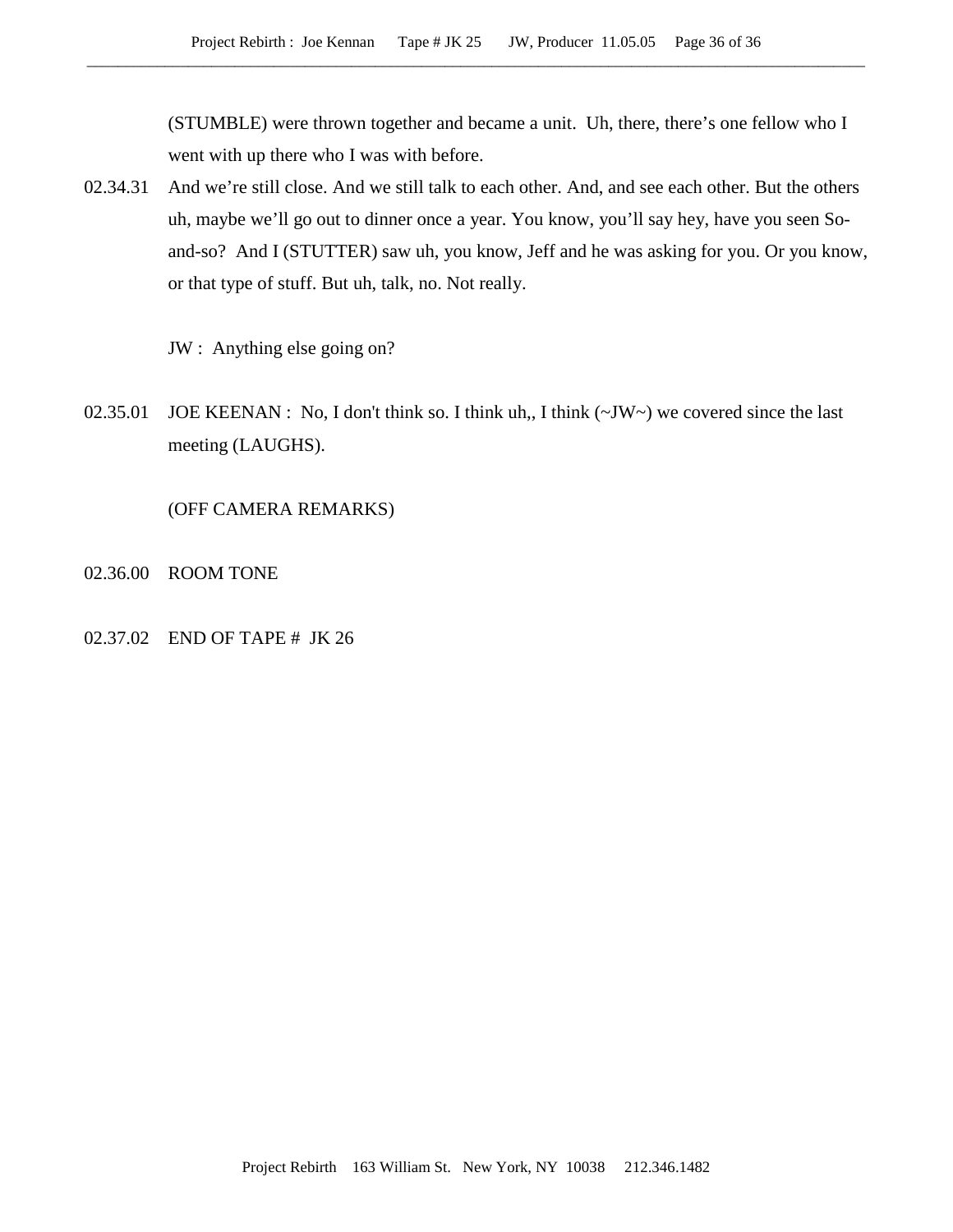(STUMBLE) were thrown together and became a unit. Uh, there, there's one fellow who I went with up there who I was with before.

02.34.31 And we're still close. And we still talk to each other. And, and see each other. But the others uh, maybe we'll go out to dinner once a year. You know, you'll say hey, have you seen So-and-so? And I (STUTTER) saw uh, you know, Jeff and he was asking for you. Or you know, or that type of stuff. But uh, talk, no. Not really.

JW : Anything else going on?

02.35.01 JOE KEENAN : No, I don't think so. I think uh,, I think (~JW~) we covered since the last meeting (LAUGHS).

(OFF CAMERA REMARKS)

02.36.00 ROOM TONE

02.37.02 END OF TAPE # JK 26